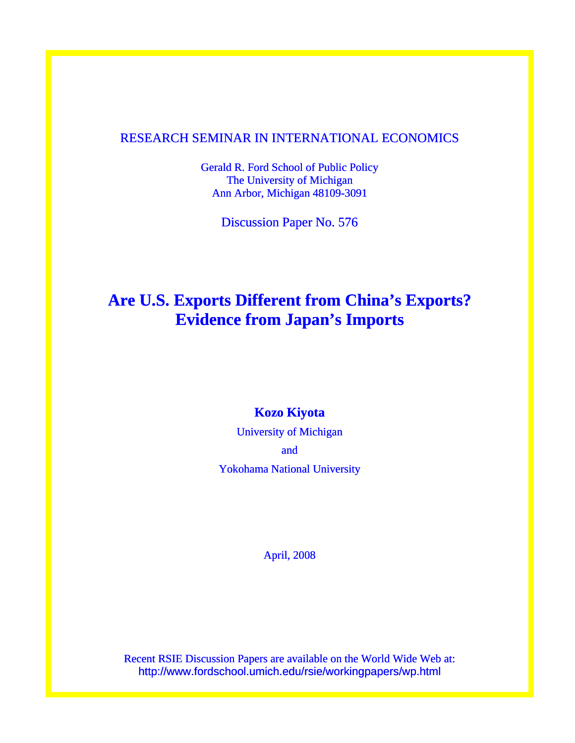RESEARCH SEMINAR IN INTERNATIONAL ECONOMICS

Gerald R. Ford School of Public Policy
The University of Michigan
Ann Arbor, Michigan 48109-3091

Discussion Paper No. 576

# Are U.S. Exports Different from China's Exports? Evidence from Japan's Imports

**Kozo Kiyota**

University of Michigan

and

Yokohama National University

April, 2008

Recent RSIE Discussion Papers are available on the World Wide Web at:
http://www.fordschool.umich.edu/rsie/workingpapers/wp.html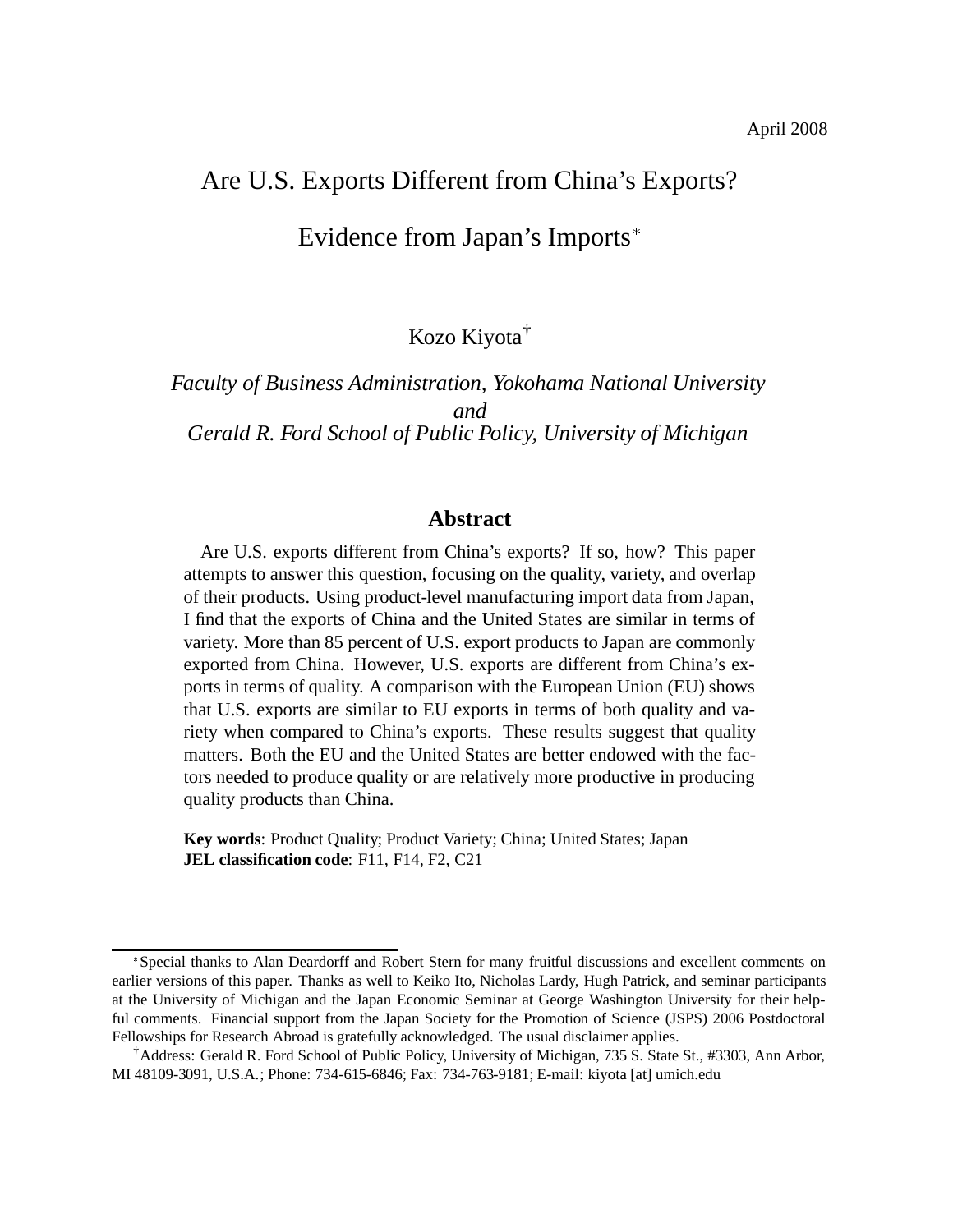April 2008

# Are U.S. Exports Different from China's Exports? Evidence from Japan's Imports*

Kozo Kiyota†

*Faculty of Business Administration, Yokohama National University*
*and*
*Gerald R. Ford School of Public Policy, University of Michigan*

## Abstract

Are U.S. exports different from China's exports? If so, how? This paper attempts to answer this question, focusing on the quality, variety, and overlap of their products. Using product-level manufacturing import data from Japan, I find that the exports of China and the United States are similar in terms of variety. More than 85 percent of U.S. export products to Japan are commonly exported from China. However, U.S. exports are different from China's exports in terms of quality. A comparison with the European Union (EU) shows that U.S. exports are similar to EU exports in terms of both quality and variety when compared to China's exports. These results suggest that quality matters. Both the EU and the United States are better endowed with the factors needed to produce quality or are relatively more productive in producing quality products than China.

**Key words**: Product Quality; Product Variety; China; United States; Japan
**JEL classification code**: F11, F14, F2, C21

---

*Special thanks to Alan Deardorff and Robert Stern for many fruitful discussions and excellent comments on earlier versions of this paper. Thanks as well to Keiko Ito, Nicholas Lardy, Hugh Patrick, and seminar participants at the University of Michigan and the Japan Economic Seminar at George Washington University for their helpful comments. Financial support from the Japan Society for the Promotion of Science (JSPS) 2006 Postdoctoral Fellowships for Research Abroad is gratefully acknowledged. The usual disclaimer applies.

†Address: Gerald R. Ford School of Public Policy, University of Michigan, 735 S. State St., #3303, Ann Arbor, MI 48109-3091, U.S.A.; Phone: 734-615-6846; Fax: 734-763-9181; E-mail: kiyota [at] umich.edu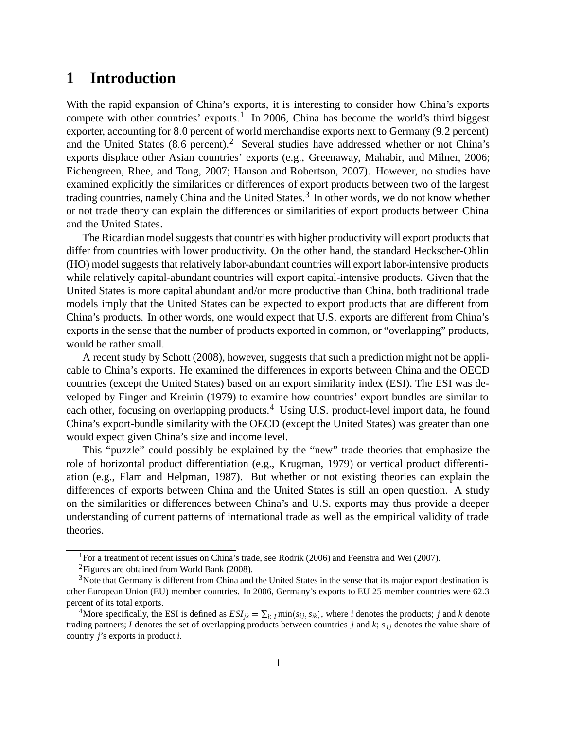# 1 Introduction

With the rapid expansion of China's exports, it is interesting to consider how China's exports compete with other countries' exports.[1] In 2006, China has become the world's third biggest exporter, accounting for 8.0 percent of world merchandise exports next to Germany (9.2 percent) and the United States (8.6 percent).[2] Several studies have addressed whether or not China's exports displace other Asian countries' exports (e.g., Greenaway, Mahabir, and Milner, 2006; Eichengreen, Rhee, and Tong, 2007; Hanson and Robertson, 2007). However, no studies have examined explicitly the similarities or differences of export products between two of the largest trading countries, namely China and the United States.[3] In other words, we do not know whether or not trade theory can explain the differences or similarities of export products between China and the United States.

The Ricardian model suggests that countries with higher productivity will export products that differ from countries with lower productivity. On the other hand, the standard Heckscher-Ohlin (HO) model suggests that relatively labor-abundant countries will export labor-intensive products while relatively capital-abundant countries will export capital-intensive products. Given that the United States is more capital abundant and/or more productive than China, both traditional trade models imply that the United States can be expected to export products that are different from China's products. In other words, one would expect that U.S. exports are different from China's exports in the sense that the number of products exported in common, or "overlapping" products, would be rather small.

A recent study by Schott (2008), however, suggests that such a prediction might not be applicable to China's exports. He examined the differences in exports between China and the OECD countries (except the United States) based on an export similarity index (ESI). The ESI was developed by Finger and Kreinin (1979) to examine how countries' export bundles are similar to each other, focusing on overlapping products.[4] Using U.S. product-level import data, he found China's export-bundle similarity with the OECD (except the United States) was greater than one would expect given China's size and income level.

This "puzzle" could possibly be explained by the "new" trade theories that emphasize the role of horizontal product differentiation (e.g., Krugman, 1979) or vertical product differentiation (e.g., Flam and Helpman, 1987). But whether or not existing theories can explain the differences of exports between China and the United States is still an open question. A study on the similarities or differences between China's and U.S. exports may thus provide a deeper understanding of current patterns of international trade as well as the empirical validity of trade theories.

---

[1] For a treatment of recent issues on China's trade, see Rodrik (2006) and Feenstra and Wei (2007).

[2] Figures are obtained from World Bank (2008).

[3] Note that Germany is different from China and the United States in the sense that its major export destination is other European Union (EU) member countries. In 2006, Germany's exports to EU 25 member countries were 62.3 percent of its total exports.

[4] More specifically, the ESI is defined as $ESI_{jk} = \sum_{i \in I} \min(s_{ij}, s_{ik})$, where $i$ denotes the products; $j$ and $k$ denote trading partners; $I$ denotes the set of overlapping products between countries $j$ and $k$; $s_{ij}$ denotes the value share of country $j$'s exports in product $i$.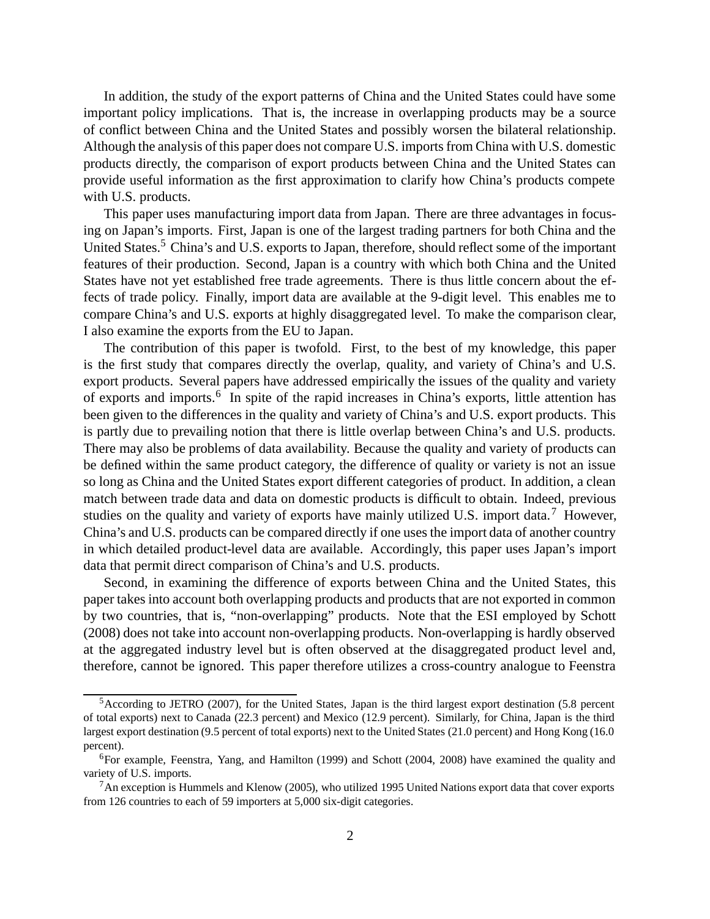In addition, the study of the export patterns of China and the United States could have some important policy implications. That is, the increase in overlapping products may be a source of conflict between China and the United States and possibly worsen the bilateral relationship. Although the analysis of this paper does not compare U.S. imports from China with U.S. domestic products directly, the comparison of export products between China and the United States can provide useful information as the first approximation to clarify how China's products compete with U.S. products.

This paper uses manufacturing import data from Japan. There are three advantages in focusing on Japan's imports. First, Japan is one of the largest trading partners for both China and the United States.[5] China's and U.S. exports to Japan, therefore, should reflect some of the important features of their production. Second, Japan is a country with which both China and the United States have not yet established free trade agreements. There is thus little concern about the effects of trade policy. Finally, import data are available at the 9-digit level. This enables me to compare China's and U.S. exports at highly disaggregated level. To make the comparison clear, I also examine the exports from the EU to Japan.

The contribution of this paper is twofold. First, to the best of my knowledge, this paper is the first study that compares directly the overlap, quality, and variety of China's and U.S. export products. Several papers have addressed empirically the issues of the quality and variety of exports and imports.[6] In spite of the rapid increases in China's exports, little attention has been given to the differences in the quality and variety of China's and U.S. export products. This is partly due to prevailing notion that there is little overlap between China's and U.S. products. There may also be problems of data availability. Because the quality and variety of products can be defined within the same product category, the difference of quality or variety is not an issue so long as China and the United States export different categories of product. In addition, a clean match between trade data and data on domestic products is difficult to obtain. Indeed, previous studies on the quality and variety of exports have mainly utilized U.S. import data.[7] However, China's and U.S. products can be compared directly if one uses the import data of another country in which detailed product-level data are available. Accordingly, this paper uses Japan's import data that permit direct comparison of China's and U.S. products.

Second, in examining the difference of exports between China and the United States, this paper takes into account both overlapping products and products that are not exported in common by two countries, that is, "non-overlapping" products. Note that the ESI employed by Schott (2008) does not take into account non-overlapping products. Non-overlapping is hardly observed at the aggregated industry level but is often observed at the disaggregated product level and, therefore, cannot be ignored. This paper therefore utilizes a cross-country analogue to Feenstra

---

[5] According to JETRO (2007), for the United States, Japan is the third largest export destination (5.8 percent of total exports) next to Canada (22.3 percent) and Mexico (12.9 percent). Similarly, for China, Japan is the third largest export destination (9.5 percent of total exports) next to the United States (21.0 percent) and Hong Kong (16.0 percent).

[6] For example, Feenstra, Yang, and Hamilton (1999) and Schott (2004, 2008) have examined the quality and variety of U.S. imports.

[7] An exception is Hummels and Klenow (2005), who utilized 1995 United Nations export data that cover exports from 126 countries to each of 59 importers at 5,000 six-digit categories.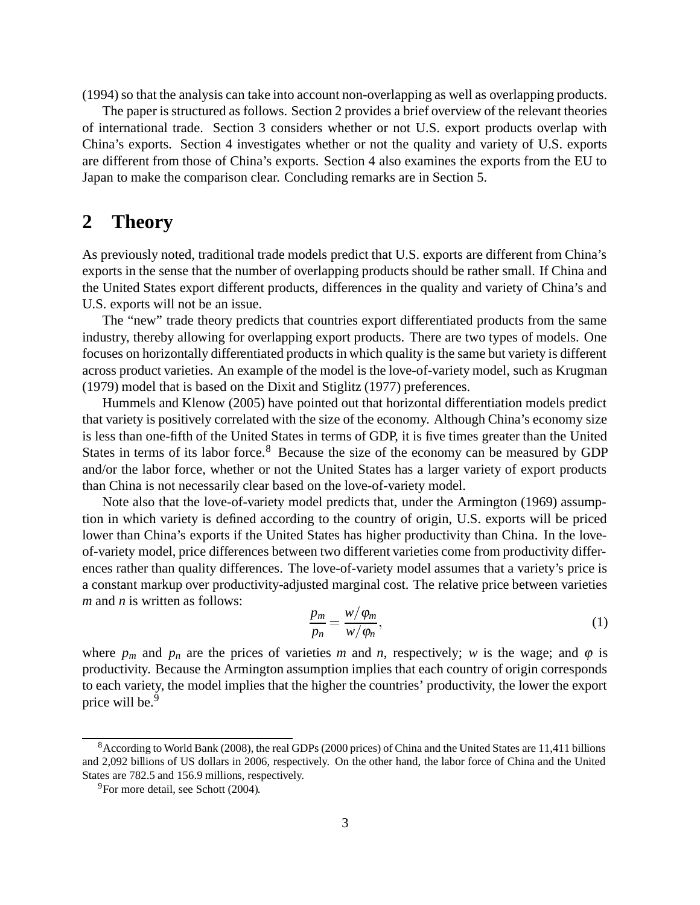(1994) so that the analysis can take into account non-overlapping as well as overlapping products.

The paper is structured as follows. Section 2 provides a brief overview of the relevant theories of international trade. Section 3 considers whether or not U.S. export products overlap with China's exports. Section 4 investigates whether or not the quality and variety of U.S. exports are different from those of China's exports. Section 4 also examines the exports from the EU to Japan to make the comparison clear. Concluding remarks are in Section 5.

## 2 Theory

As previously noted, traditional trade models predict that U.S. exports are different from China's exports in the sense that the number of overlapping products should be rather small. If China and the United States export different products, differences in the quality and variety of China's and U.S. exports will not be an issue.

The "new" trade theory predicts that countries export differentiated products from the same industry, thereby allowing for overlapping export products. There are two types of models. One focuses on horizontally differentiated products in which quality is the same but variety is different across product varieties. An example of the model is the love-of-variety model, such as Krugman (1979) model that is based on the Dixit and Stiglitz (1977) preferences.

Hummels and Klenow (2005) have pointed out that horizontal differentiation models predict that variety is positively correlated with the size of the economy. Although China's economy size is less than one-fifth of the United States in terms of GDP, it is five times greater than the United States in terms of its labor force.[8] Because the size of the economy can be measured by GDP and/or the labor force, whether or not the United States has a larger variety of export products than China is not necessarily clear based on the love-of-variety model.

Note also that the love-of-variety model predicts that, under the Armington (1969) assumption in which variety is defined according to the country of origin, U.S. exports will be priced lower than China's exports if the United States has higher productivity than China. In the love-of-variety model, price differences between two different varieties come from productivity differences rather than quality differences. The love-of-variety model assumes that a variety's price is a constant markup over productivity-adjusted marginal cost. The relative price between varieties $m$ and $n$ is written as follows:

$$\frac{p_m}{p_n} = \frac{w/\varphi_m}{w/\varphi_n}, \tag{1}$$

where $p_m$ and $p_n$ are the prices of varieties $m$ and $n$, respectively; $w$ is the wage; and $\varphi$ is productivity. Because the Armington assumption implies that each country of origin corresponds to each variety, the model implies that the higher the countries' productivity, the lower the export price will be.[9]

---

[8] According to World Bank (2008), the real GDPs (2000 prices) of China and the United States are 11,411 billions and 2,092 billions of US dollars in 2006, respectively. On the other hand, the labor force of China and the United States are 782.5 and 156.9 millions, respectively.

[9] For more detail, see Schott (2004).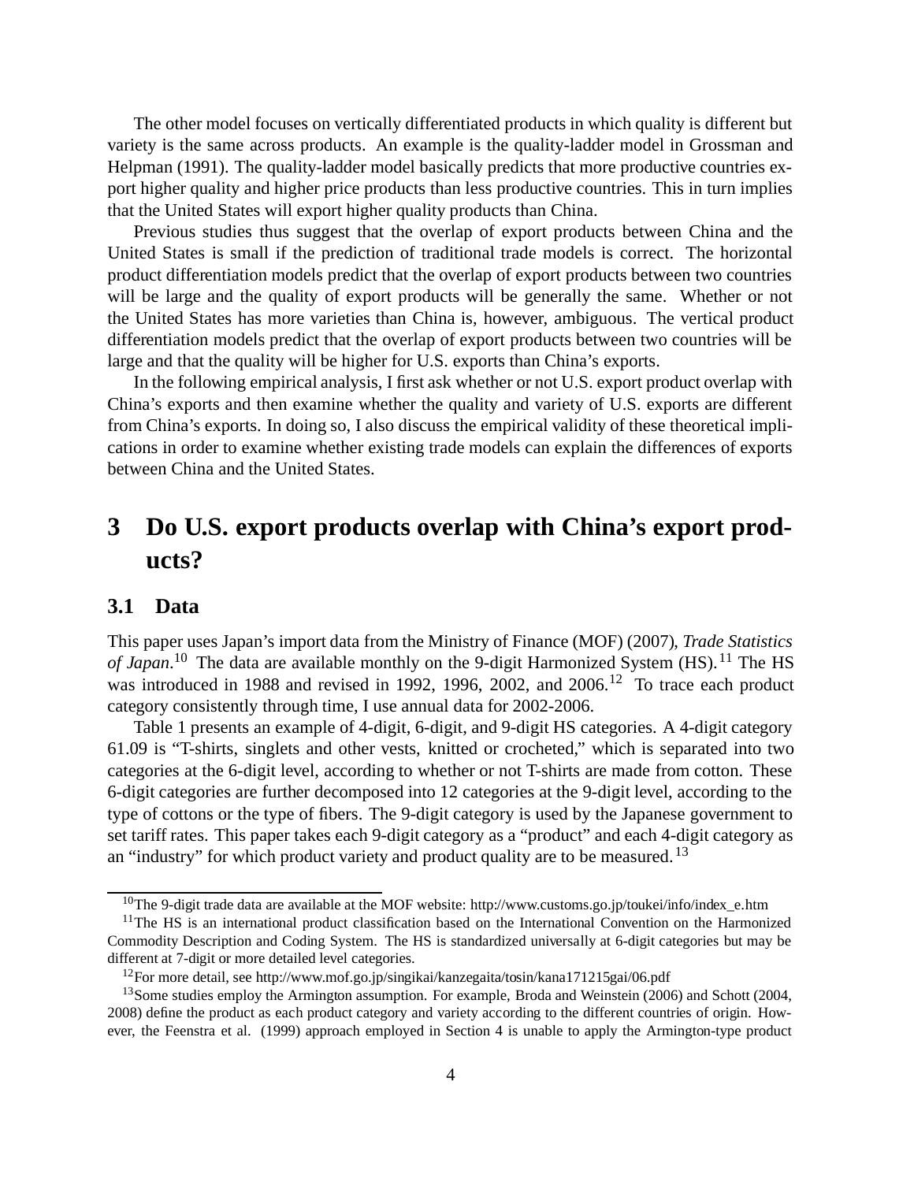The other model focuses on vertically differentiated products in which quality is different but variety is the same across products. An example is the quality-ladder model in Grossman and Helpman (1991). The quality-ladder model basically predicts that more productive countries export higher quality and higher price products than less productive countries. This in turn implies that the United States will export higher quality products than China.

Previous studies thus suggest that the overlap of export products between China and the United States is small if the prediction of traditional trade models is correct. The horizontal product differentiation models predict that the overlap of export products between two countries will be large and the quality of export products will be generally the same. Whether or not the United States has more varieties than China is, however, ambiguous. The vertical product differentiation models predict that the overlap of export products between two countries will be large and that the quality will be higher for U.S. exports than China's exports.

In the following empirical analysis, I first ask whether or not U.S. export product overlap with China's exports and then examine whether the quality and variety of U.S. exports are different from China's exports. In doing so, I also discuss the empirical validity of these theoretical implications in order to examine whether existing trade models can explain the differences of exports between China and the United States.

# 3 Do U.S. export products overlap with China's export products?

## 3.1 Data

This paper uses Japan's import data from the Ministry of Finance (MOF) (2007), *Trade Statistics of Japan*.[10] The data are available monthly on the 9-digit Harmonized System (HS).[11] The HS was introduced in 1988 and revised in 1992, 1996, 2002, and 2006.[12] To trace each product category consistently through time, I use annual data for 2002-2006.

Table 1 presents an example of 4-digit, 6-digit, and 9-digit HS categories. A 4-digit category 61.09 is "T-shirts, singlets and other vests, knitted or crocheted," which is separated into two categories at the 6-digit level, according to whether or not T-shirts are made from cotton. These 6-digit categories are further decomposed into 12 categories at the 9-digit level, according to the type of cottons or the type of fibers. The 9-digit category is used by the Japanese government to set tariff rates. This paper takes each 9-digit category as a "product" and each 4-digit category as an "industry" for which product variety and product quality are to be measured.[13]

---

[10] The 9-digit trade data are available at the MOF website: http://www.customs.go.jp/toukei/info/index_e.htm

[11] The HS is an international product classification based on the International Convention on the Harmonized Commodity Description and Coding System. The HS is standardized universally at 6-digit categories but may be different at 7-digit or more detailed level categories.

[12] For more detail, see http://www.mof.go.jp/singikai/kanzegaita/tosin/kana171215gai/06.pdf

[13] Some studies employ the Armington assumption. For example, Broda and Weinstein (2006) and Schott (2004, 2008) define the product as each product category and variety according to the different countries of origin. However, the Feenstra et al. (1999) approach employed in Section 4 is unable to apply the Armington-type product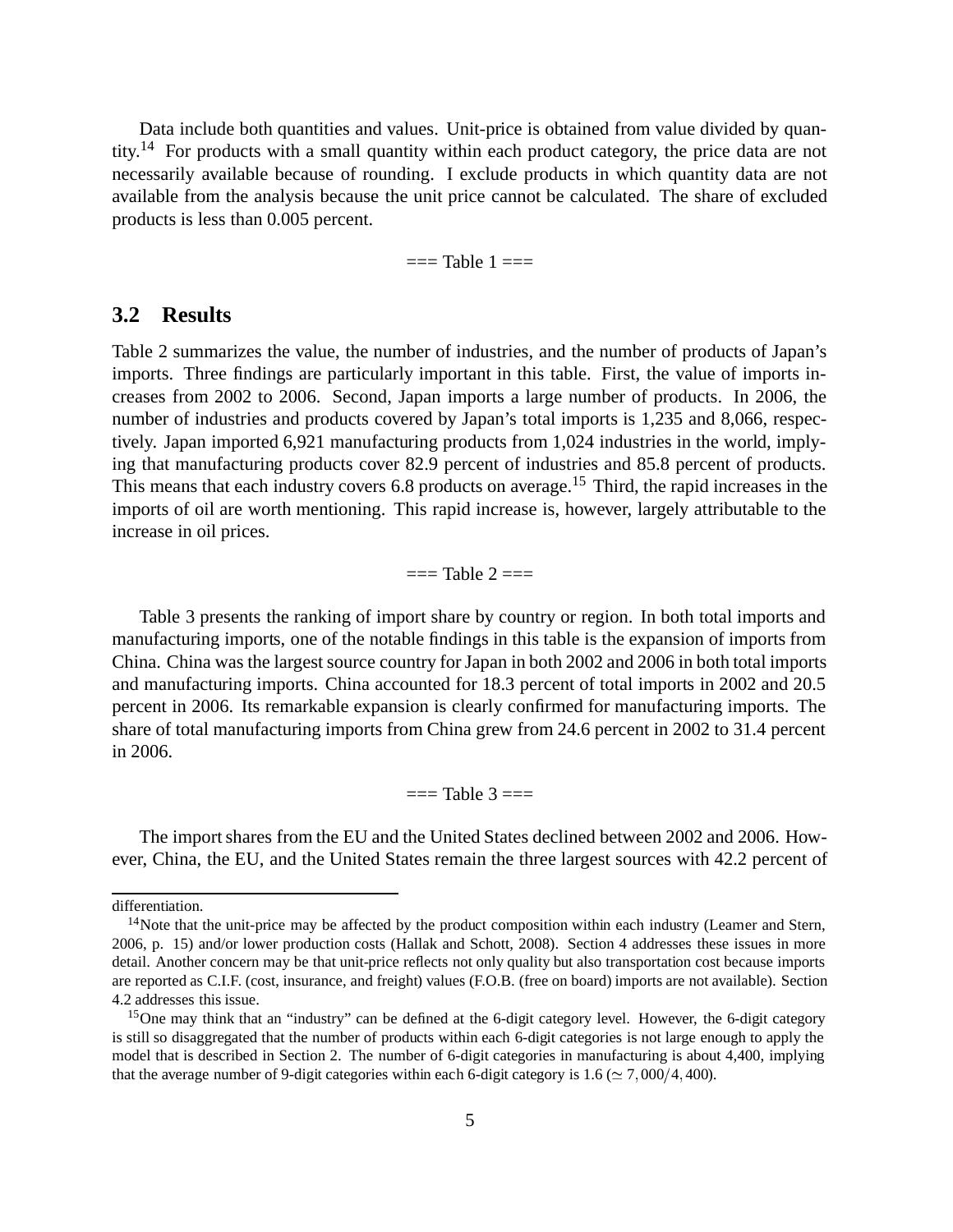Data include both quantities and values. Unit-price is obtained from value divided by quantity.[14] For products with a small quantity within each product category, the price data are not necessarily available because of rounding. I exclude products in which quantity data are not available from the analysis because the unit price cannot be calculated. The share of excluded products is less than 0.005 percent.

=== Table 1 ===

### 3.2 Results

Table 2 summarizes the value, the number of industries, and the number of products of Japan's imports. Three findings are particularly important in this table. First, the value of imports increases from 2002 to 2006. Second, Japan imports a large number of products. In 2006, the number of industries and products covered by Japan's total imports is 1,235 and 8,066, respectively. Japan imported 6,921 manufacturing products from 1,024 industries in the world, implying that manufacturing products cover 82.9 percent of industries and 85.8 percent of products. This means that each industry covers 6.8 products on average.[15] Third, the rapid increases in the imports of oil are worth mentioning. This rapid increase is, however, largely attributable to the increase in oil prices.

=== Table 2 ===

Table 3 presents the ranking of import share by country or region. In both total imports and manufacturing imports, one of the notable findings in this table is the expansion of imports from China. China was the largest source country for Japan in both 2002 and 2006 in both total imports and manufacturing imports. China accounted for 18.3 percent of total imports in 2002 and 20.5 percent in 2006. Its remarkable expansion is clearly confirmed for manufacturing imports. The share of total manufacturing imports from China grew from 24.6 percent in 2002 to 31.4 percent in 2006.

=== Table 3 ===

The import shares from the EU and the United States declined between 2002 and 2006. However, China, the EU, and the United States remain the three largest sources with 42.2 percent of

differentiation.

[14] Note that the unit-price may be affected by the product composition within each industry (Leamer and Stern, 2006, p. 15) and/or lower production costs (Hallak and Schott, 2008). Section 4 addresses these issues in more detail. Another concern may be that unit-price reflects not only quality but also transportation cost because imports are reported as C.I.F. (cost, insurance, and freight) values (F.O.B. (free on board) imports are not available). Section 4.2 addresses this issue.

[15] One may think that an "industry" can be defined at the 6-digit category level. However, the 6-digit category is still so disaggregated that the number of products within each 6-digit categories is not large enough to apply the model that is described in Section 2. The number of 6-digit categories in manufacturing is about 4,400, implying that the average number of 9-digit categories within each 6-digit category is 1.6 ($\simeq 7,000/4,400$).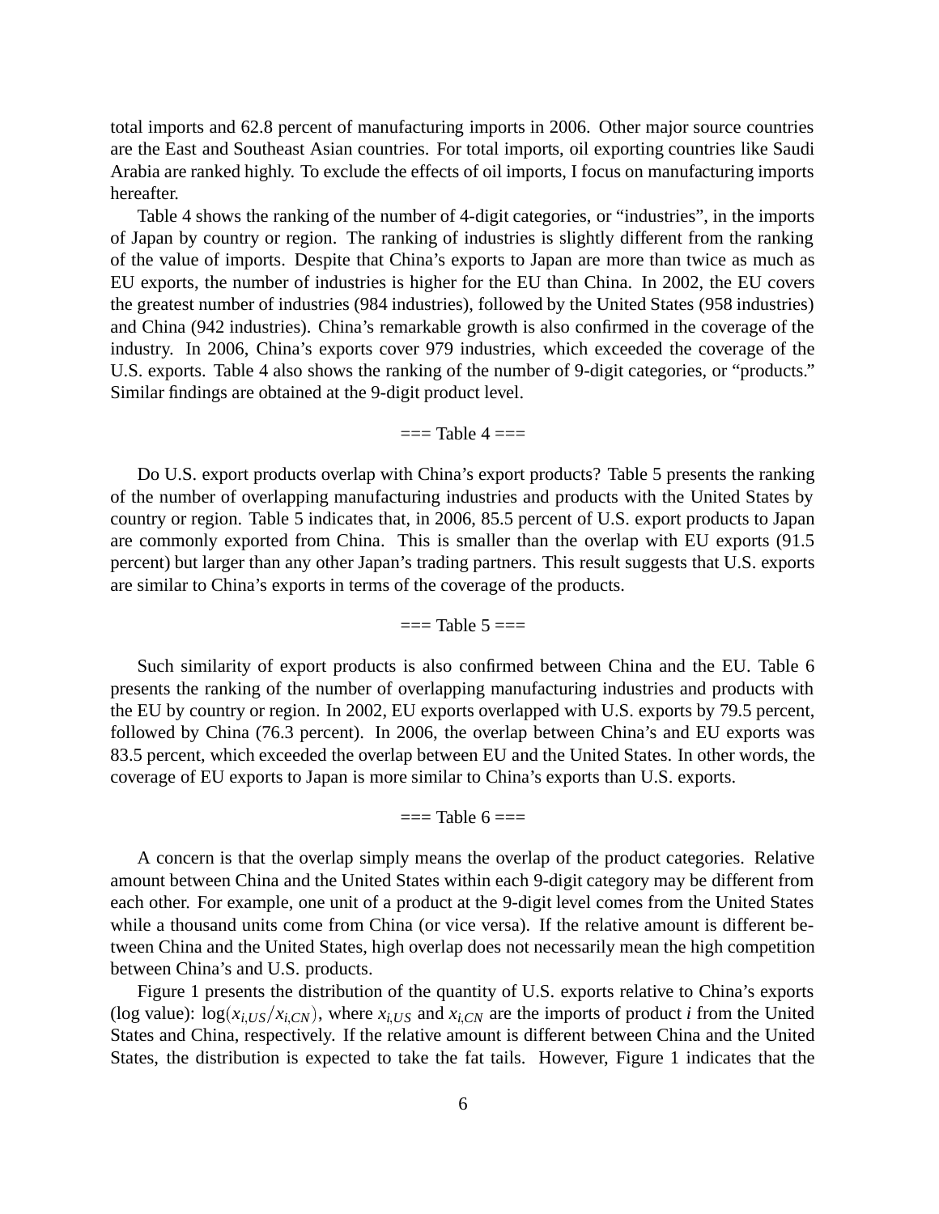total imports and 62.8 percent of manufacturing imports in 2006. Other major source countries are the East and Southeast Asian countries. For total imports, oil exporting countries like Saudi Arabia are ranked highly. To exclude the effects of oil imports, I focus on manufacturing imports hereafter.

Table 4 shows the ranking of the number of 4-digit categories, or "industries", in the imports of Japan by country or region. The ranking of industries is slightly different from the ranking of the value of imports. Despite that China's exports to Japan are more than twice as much as EU exports, the number of industries is higher for the EU than China. In 2002, the EU covers the greatest number of industries (984 industries), followed by the United States (958 industries) and China (942 industries). China's remarkable growth is also confirmed in the coverage of the industry. In 2006, China's exports cover 979 industries, which exceeded the coverage of the U.S. exports. Table 4 also shows the ranking of the number of 9-digit categories, or "products." Similar findings are obtained at the 9-digit product level.

=== Table 4 ===

Do U.S. export products overlap with China's export products? Table 5 presents the ranking of the number of overlapping manufacturing industries and products with the United States by country or region. Table 5 indicates that, in 2006, 85.5 percent of U.S. export products to Japan are commonly exported from China. This is smaller than the overlap with EU exports (91.5 percent) but larger than any other Japan's trading partners. This result suggests that U.S. exports are similar to China's exports in terms of the coverage of the products.

=== Table 5 ===

Such similarity of export products is also confirmed between China and the EU. Table 6 presents the ranking of the number of overlapping manufacturing industries and products with the EU by country or region. In 2002, EU exports overlapped with U.S. exports by 79.5 percent, followed by China (76.3 percent). In 2006, the overlap between China's and EU exports was 83.5 percent, which exceeded the overlap between EU and the United States. In other words, the coverage of EU exports to Japan is more similar to China's exports than U.S. exports.

=== Table 6 ===

A concern is that the overlap simply means the overlap of the product categories. Relative amount between China and the United States within each 9-digit category may be different from each other. For example, one unit of a product at the 9-digit level comes from the United States while a thousand units come from China (or vice versa). If the relative amount is different between China and the United States, high overlap does not necessarily mean the high competition between China's and U.S. products.

Figure 1 presents the distribution of the quantity of U.S. exports relative to China's exports (log value): $\log(x_{i,US}/x_{i,CN})$, where $x_{i,US}$ and $x_{i,CN}$ are the imports of product $i$ from the United States and China, respectively. If the relative amount is different between China and the United States, the distribution is expected to take the fat tails. However, Figure 1 indicates that the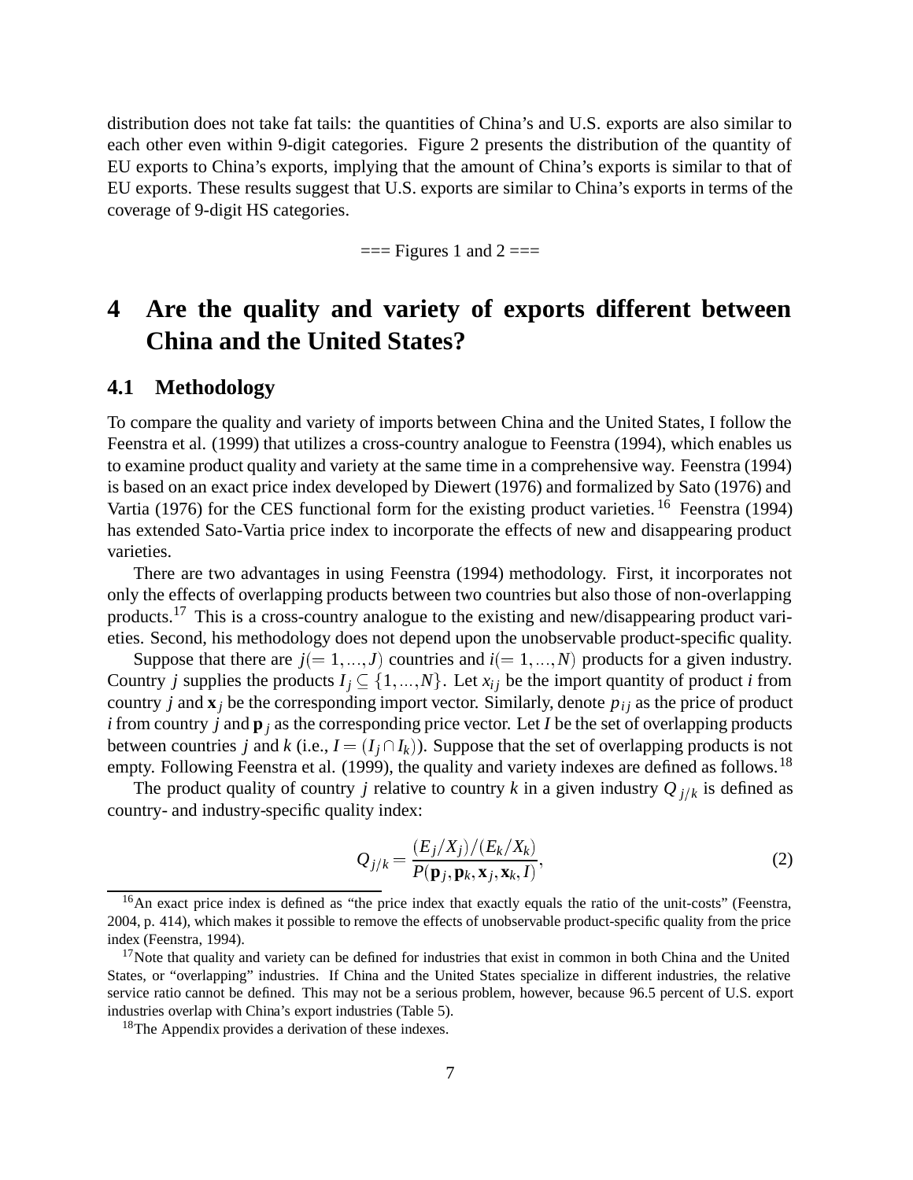distribution does not take fat tails: the quantities of China's and U.S. exports are also similar to each other even within 9-digit categories. Figure 2 presents the distribution of the quantity of EU exports to China's exports, implying that the amount of China's exports is similar to that of EU exports. These results suggest that U.S. exports are similar to China's exports in terms of the coverage of 9-digit HS categories.

=== Figures 1 and 2 ===

# 4 Are the quality and variety of exports different between China and the United States?

## 4.1 Methodology

To compare the quality and variety of imports between China and the United States, I follow the Feenstra et al. (1999) that utilizes a cross-country analogue to Feenstra (1994), which enables us to examine product quality and variety at the same time in a comprehensive way. Feenstra (1994) is based on an exact price index developed by Diewert (1976) and formalized by Sato (1976) and Vartia (1976) for the CES functional form for the existing product varieties.[16] Feenstra (1994) has extended Sato-Vartia price index to incorporate the effects of new and disappearing product varieties.

There are two advantages in using Feenstra (1994) methodology. First, it incorporates not only the effects of overlapping products between two countries but also those of non-overlapping products.[17] This is a cross-country analogue to the existing and new/disappearing product varieties. Second, his methodology does not depend upon the unobservable product-specific quality.

Suppose that there are $j(=1,...,J)$ countries and $i(=1,...,N)$ products for a given industry. Country $j$ supplies the products $I_j \subseteq \{1,...,N\}$. Let $x_{ij}$ be the import quantity of product $i$ from country $j$ and $\mathbf{x}_j$ be the corresponding import vector. Similarly, denote $p_{ij}$ as the price of product $i$ from country $j$ and $\mathbf{p}_j$ as the corresponding price vector. Let $I$ be the set of overlapping products between countries $j$ and $k$ (i.e., $I = (I_j \cap I_k)$). Suppose that the set of overlapping products is not empty. Following Feenstra et al. (1999), the quality and variety indexes are defined as follows.[18]

The product quality of country $j$ relative to country $k$ in a given industry $Q_{j/k}$ is defined as country- and industry-specific quality index:

$$Q_{j/k} = \frac{(E_j/X_j)/(E_k/X_k)}{P(\mathbf{p}_j, \mathbf{p}_k, \mathbf{x}_j, \mathbf{x}_k, I)}, \tag{2}$$

[16] An exact price index is defined as "the price index that exactly equals the ratio of the unit-costs" (Feenstra, 2004, p. 414), which makes it possible to remove the effects of unobservable product-specific quality from the price index (Feenstra, 1994).

[17] Note that quality and variety can be defined for industries that exist in common in both China and the United States, or "overlapping" industries. If China and the United States specialize in different industries, the relative service ratio cannot be defined. This may not be a serious problem, however, because 96.5 percent of U.S. export industries overlap with China's export industries (Table 5).

[18] The Appendix provides a derivation of these indexes.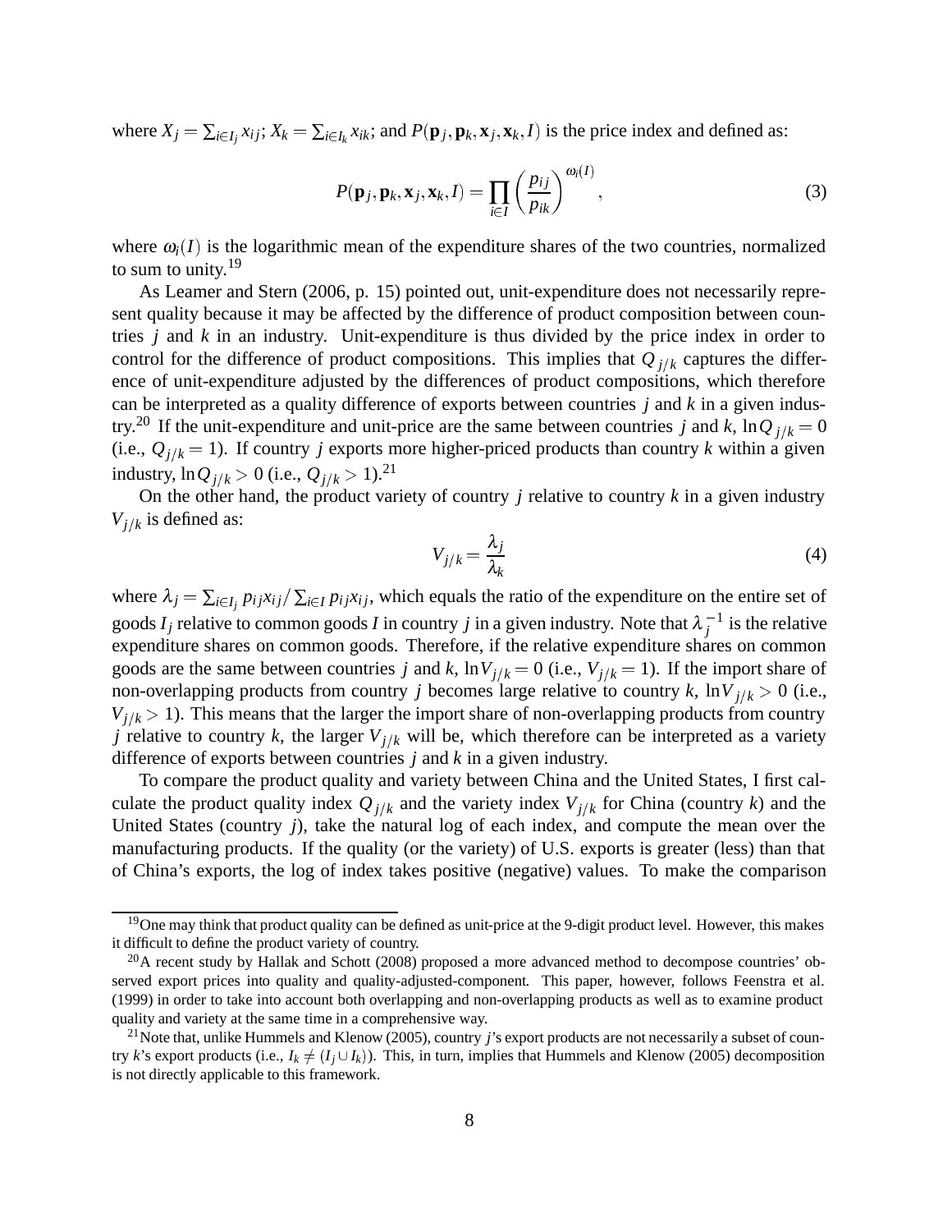where $X_j = \sum_{i \in I_j} x_{ij}$; $X_k = \sum_{i \in I_k} x_{ik}$; and $P(\mathbf{p}_j, \mathbf{p}_k, \mathbf{x}_j, \mathbf{x}_k, I)$ is the price index and defined as:

$$P(\mathbf{p}_j, \mathbf{p}_k, \mathbf{x}_j, \mathbf{x}_k, I) = \prod_{i \in I} \left( \frac{p_{ij}}{p_{ik}} \right)^{\omega_i(I)}, \tag{3}$$

where $\omega_i(I)$ is the logarithmic mean of the expenditure shares of the two countries, normalized to sum to unity.[19]

As Leamer and Stern (2006, p. 15) pointed out, unit-expenditure does not necessarily represent quality because it may be affected by the difference of product composition between countries $j$ and $k$ in an industry. Unit-expenditure is thus divided by the price index in order to control for the difference of product compositions. This implies that $Q_{j/k}$ captures the difference of unit-expenditure adjusted by the differences of product compositions, which therefore can be interpreted as a quality difference of exports between countries $j$ and $k$ in a given industry.[20] If the unit-expenditure and unit-price are the same between countries $j$ and $k$, $\ln Q_{j/k} = 0$ (i.e., $Q_{j/k} = 1$). If country $j$ exports more higher-priced products than country $k$ within a given industry, $\ln Q_{j/k} > 0$ (i.e., $Q_{j/k} > 1$).[21]

On the other hand, the product variety of country $j$ relative to country $k$ in a given industry $V_{j/k}$ is defined as:

$$V_{j/k} = \frac{\lambda_j}{\lambda_k} \tag{4}$$

where $\lambda_j = \sum_{i \in I_j} p_{ij} x_{ij} / \sum_{i \in I} p_{ij} x_{ij}$, which equals the ratio of the expenditure on the entire set of goods $I_j$ relative to common goods $I$ in country $j$ in a given industry. Note that $\lambda_j^{-1}$ is the relative expenditure shares on common goods. Therefore, if the relative expenditure shares on common goods are the same between countries $j$ and $k$, $\ln V_{j/k} = 0$ (i.e., $V_{j/k} = 1$). If the import share of non-overlapping products from country $j$ becomes large relative to country $k$, $\ln V_{j/k} > 0$ (i.e., $V_{j/k} > 1$). This means that the larger the import share of non-overlapping products from country $j$ relative to country $k$, the larger $V_{j/k}$ will be, which therefore can be interpreted as a variety difference of exports between countries $j$ and $k$ in a given industry.

To compare the product quality and variety between China and the United States, I first calculate the product quality index $Q_{j/k}$ and the variety index $V_{j/k}$ for China (country $k$) and the United States (country $j$), take the natural log of each index, and compute the mean over the manufacturing products. If the quality (or the variety) of U.S. exports is greater (less) than that of China's exports, the log of index takes positive (negative) values. To make the comparison

[19] One may think that product quality can be defined as unit-price at the 9-digit product level. However, this makes it difficult to define the product variety of country.

[20] A recent study by Hallak and Schott (2008) proposed a more advanced method to decompose countries' observed export prices into quality and quality-adjusted-component. This paper, however, follows Feenstra et al. (1999) in order to take into account both overlapping and non-overlapping products as well as to examine product quality and variety at the same time in a comprehensive way.

[21] Note that, unlike Hummels and Klenow (2005), country $j$'s export products are not necessarily a subset of country $k$'s export products (i.e., $I_k \neq (I_j \cup I_k)$). This, in turn, implies that Hummels and Klenow (2005) decomposition is not directly applicable to this framework.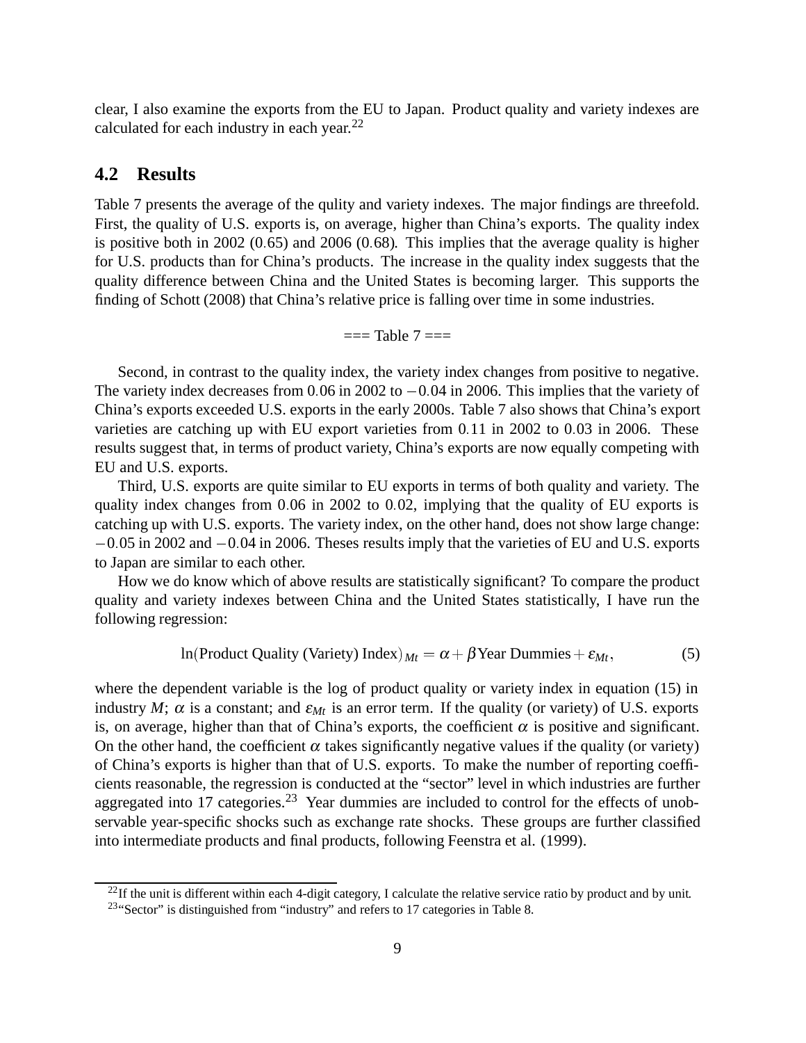clear, I also examine the exports from the EU to Japan. Product quality and variety indexes are calculated for each industry in each year.[22]

## 4.2 Results

Table 7 presents the average of the qulity and variety indexes. The major findings are threefold. First, the quality of U.S. exports is, on average, higher than China's exports. The quality index is positive both in 2002 (0.65) and 2006 (0.68). This implies that the average quality is higher for U.S. products than for China's products. The increase in the quality index suggests that the quality difference between China and the United States is becoming larger. This supports the finding of Schott (2008) that China's relative price is falling over time in some industries.

=== Table 7 ===

Second, in contrast to the quality index, the variety index changes from positive to negative. The variety index decreases from 0.06 in 2002 to $-0.04$ in 2006. This implies that the variety of China's exports exceeded U.S. exports in the early 2000s. Table 7 also shows that China's export varieties are catching up with EU export varieties from 0.11 in 2002 to 0.03 in 2006. These results suggest that, in terms of product variety, China's exports are now equally competing with EU and U.S. exports.

Third, U.S. exports are quite similar to EU exports in terms of both quality and variety. The quality index changes from 0.06 in 2002 to 0.02, implying that the quality of EU exports is catching up with U.S. exports. The variety index, on the other hand, does not show large change: $-0.05$ in 2002 and $-0.04$ in 2006. Theses results imply that the varieties of EU and U.S. exports to Japan are similar to each other.

How we do know which of above results are statistically significant? To compare the product quality and variety indexes between China and the United States statistically, I have run the following regression:

$$\ln(\text{Product Quality (Variety) Index})_{Mt} = \alpha + \beta \text{Year Dummies} + \varepsilon_{Mt}, \qquad (5)$$

where the dependent variable is the log of product quality or variety index in equation (15) in industry $M$; $\alpha$ is a constant; and $\varepsilon_{Mt}$ is an error term. If the quality (or variety) of U.S. exports is, on average, higher than that of China's exports, the coefficient $\alpha$ is positive and significant. On the other hand, the coefficient $\alpha$ takes significantly negative values if the quality (or variety) of China's exports is higher than that of U.S. exports. To make the number of reporting coefficients reasonable, the regression is conducted at the "sector" level in which industries are further aggregated into 17 categories.[23] Year dummies are included to control for the effects of unobservable year-specific shocks such as exchange rate shocks. These groups are further classified into intermediate products and final products, following Feenstra et al. (1999).

[22] If the unit is different within each 4-digit category, I calculate the relative service ratio by product and by unit.

[23] "Sector" is distinguished from "industry" and refers to 17 categories in Table 8.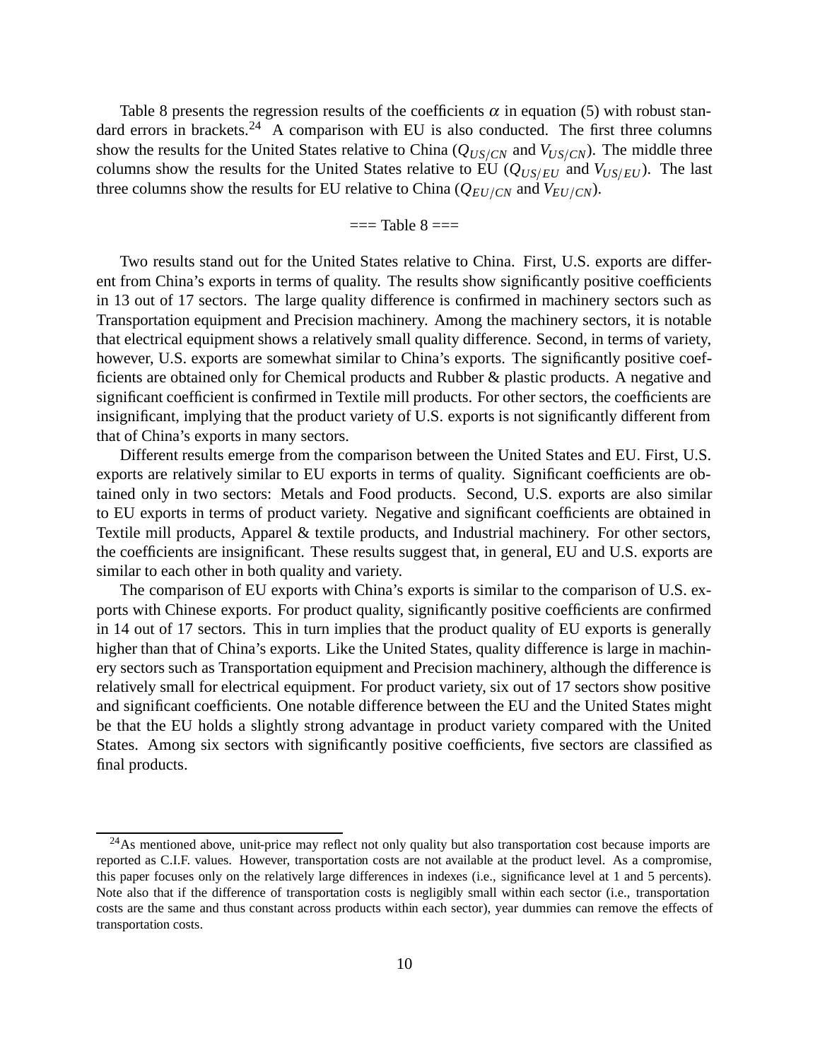Table 8 presents the regression results of the coefficients $\alpha$ in equation (5) with robust standard errors in brackets.[24] A comparison with EU is also conducted. The first three columns show the results for the United States relative to China ($Q_{US/CN}$ and $V_{US/CN}$). The middle three columns show the results for the United States relative to EU ($Q_{US/EU}$ and $V_{US/EU}$). The last three columns show the results for EU relative to China ($Q_{EU/CN}$ and $V_{EU/CN}$).

=== Table 8 ===

Two results stand out for the United States relative to China. First, U.S. exports are different from China's exports in terms of quality. The results show significantly positive coefficients in 13 out of 17 sectors. The large quality difference is confirmed in machinery sectors such as Transportation equipment and Precision machinery. Among the machinery sectors, it is notable that electrical equipment shows a relatively small quality difference. Second, in terms of variety, however, U.S. exports are somewhat similar to China's exports. The significantly positive coefficients are obtained only for Chemical products and Rubber & plastic products. A negative and significant coefficient is confirmed in Textile mill products. For other sectors, the coefficients are insignificant, implying that the product variety of U.S. exports is not significantly different from that of China's exports in many sectors.

Different results emerge from the comparison between the United States and EU. First, U.S. exports are relatively similar to EU exports in terms of quality. Significant coefficients are obtained only in two sectors: Metals and Food products. Second, U.S. exports are also similar to EU exports in terms of product variety. Negative and significant coefficients are obtained in Textile mill products, Apparel & textile products, and Industrial machinery. For other sectors, the coefficients are insignificant. These results suggest that, in general, EU and U.S. exports are similar to each other in both quality and variety.

The comparison of EU exports with China's exports is similar to the comparison of U.S. exports with Chinese exports. For product quality, significantly positive coefficients are confirmed in 14 out of 17 sectors. This in turn implies that the product quality of EU exports is generally higher than that of China's exports. Like the United States, quality difference is large in machinery sectors such as Transportation equipment and Precision machinery, although the difference is relatively small for electrical equipment. For product variety, six out of 17 sectors show positive and significant coefficients. One notable difference between the EU and the United States might be that the EU holds a slightly strong advantage in product variety compared with the United States. Among six sectors with significantly positive coefficients, five sectors are classified as final products.

[24] As mentioned above, unit-price may reflect not only quality but also transportation cost because imports are reported as C.I.F. values. However, transportation costs are not available at the product level. As a compromise, this paper focuses only on the relatively large differences in indexes (i.e., significance level at 1 and 5 percents). Note also that if the difference of transportation costs is negligibly small within each sector (i.e., transportation costs are the same and thus constant across products within each sector), year dummies can remove the effects of transportation costs.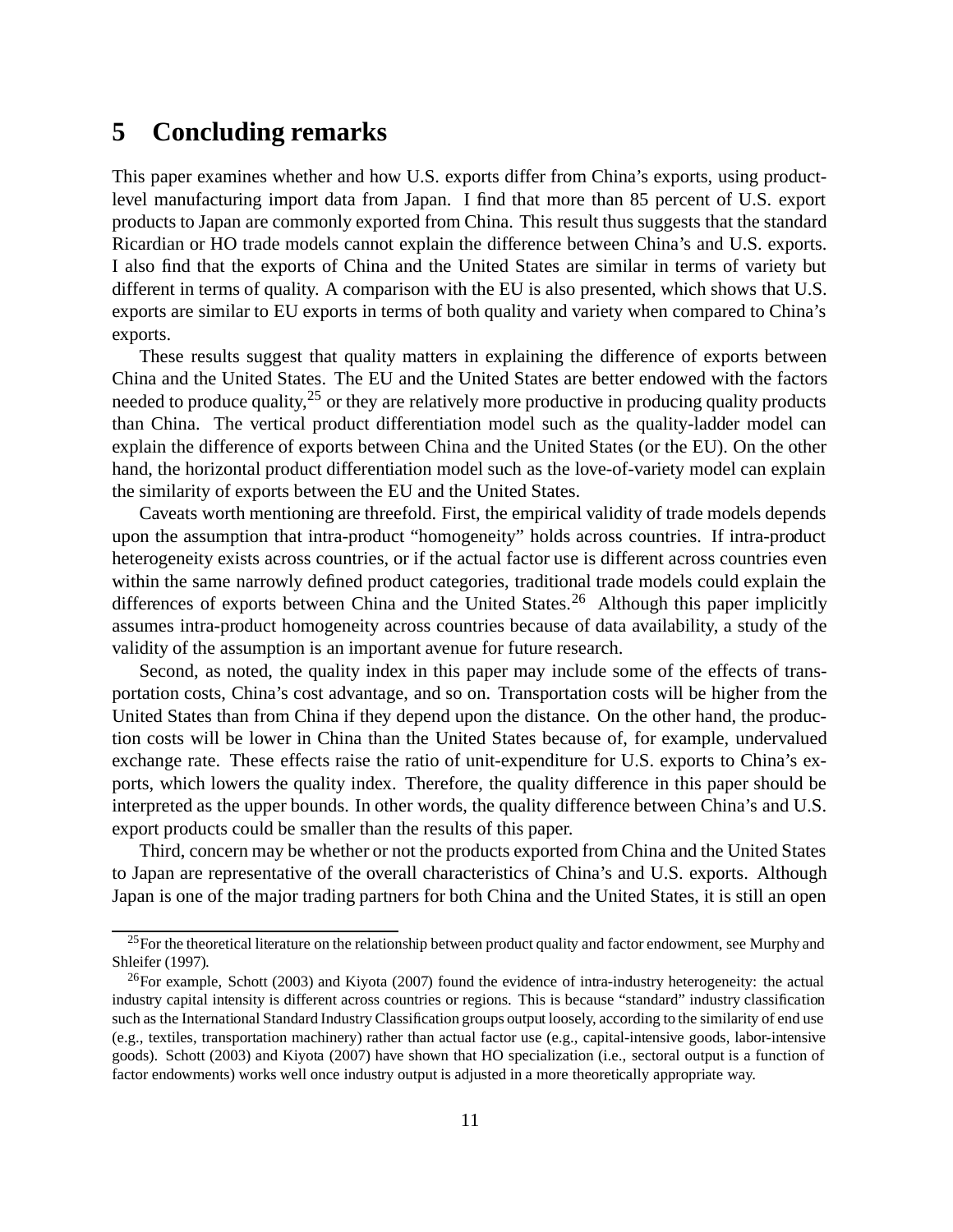# 5 Concluding remarks

This paper examines whether and how U.S. exports differ from China's exports, using product-level manufacturing import data from Japan. I find that more than 85 percent of U.S. export products to Japan are commonly exported from China. This result thus suggests that the standard Ricardian or HO trade models cannot explain the difference between China's and U.S. exports. I also find that the exports of China and the United States are similar in terms of variety but different in terms of quality. A comparison with the EU is also presented, which shows that U.S. exports are similar to EU exports in terms of both quality and variety when compared to China's exports.

These results suggest that quality matters in explaining the difference of exports between China and the United States. The EU and the United States are better endowed with the factors needed to produce quality,[25] or they are relatively more productive in producing quality products than China. The vertical product differentiation model such as the quality-ladder model can explain the difference of exports between China and the United States (or the EU). On the other hand, the horizontal product differentiation model such as the love-of-variety model can explain the similarity of exports between the EU and the United States.

Caveats worth mentioning are threefold. First, the empirical validity of trade models depends upon the assumption that intra-product "homogeneity" holds across countries. If intra-product heterogeneity exists across countries, or if the actual factor use is different across countries even within the same narrowly defined product categories, traditional trade models could explain the differences of exports between China and the United States.[26] Although this paper implicitly assumes intra-product homogeneity across countries because of data availability, a study of the validity of the assumption is an important avenue for future research.

Second, as noted, the quality index in this paper may include some of the effects of transportation costs, China's cost advantage, and so on. Transportation costs will be higher from the United States than from China if they depend upon the distance. On the other hand, the production costs will be lower in China than the United States because of, for example, undervalued exchange rate. These effects raise the ratio of unit-expenditure for U.S. exports to China's exports, which lowers the quality index. Therefore, the quality difference in this paper should be interpreted as the upper bounds. In other words, the quality difference between China's and U.S. export products could be smaller than the results of this paper.

Third, concern may be whether or not the products exported from China and the United States to Japan are representative of the overall characteristics of China's and U.S. exports. Although Japan is one of the major trading partners for both China and the United States, it is still an open

---

[25] For the theoretical literature on the relationship between product quality and factor endowment, see Murphy and Shleifer (1997).

[26] For example, Schott (2003) and Kiyota (2007) found the evidence of intra-industry heterogeneity: the actual industry capital intensity is different across countries or regions. This is because "standard" industry classification such as the International Standard Industry Classification groups output loosely, according to the similarity of end use (e.g., textiles, transportation machinery) rather than actual factor use (e.g., capital-intensive goods, labor-intensive goods). Schott (2003) and Kiyota (2007) have shown that HO specialization (i.e., sectoral output is a function of factor endowments) works well once industry output is adjusted in a more theoretically appropriate way.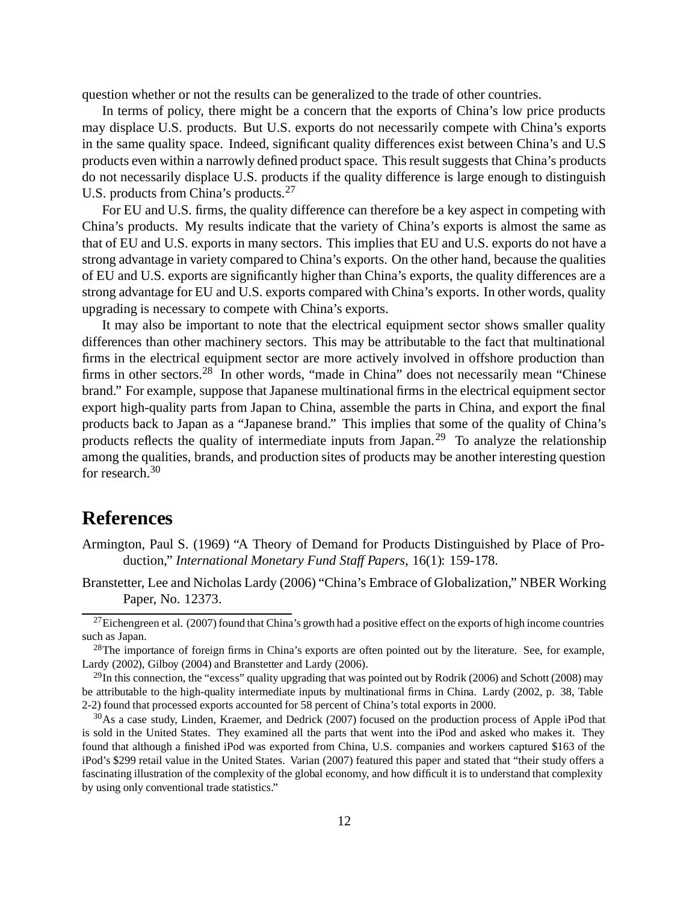question whether or not the results can be generalized to the trade of other countries.

In terms of policy, there might be a concern that the exports of China's low price products may displace U.S. products. But U.S. exports do not necessarily compete with China's exports in the same quality space. Indeed, significant quality differences exist between China's and U.S products even within a narrowly defined product space. This result suggests that China's products do not necessarily displace U.S. products if the quality difference is large enough to distinguish U.S. products from China's products.[27]

For EU and U.S. firms, the quality difference can therefore be a key aspect in competing with China's products. My results indicate that the variety of China's exports is almost the same as that of EU and U.S. exports in many sectors. This implies that EU and U.S. exports do not have a strong advantage in variety compared to China's exports. On the other hand, because the qualities of EU and U.S. exports are significantly higher than China's exports, the quality differences are a strong advantage for EU and U.S. exports compared with China's exports. In other words, quality upgrading is necessary to compete with China's exports.

It may also be important to note that the electrical equipment sector shows smaller quality differences than other machinery sectors. This may be attributable to the fact that multinational firms in the electrical equipment sector are more actively involved in offshore production than firms in other sectors.[28] In other words, "made in China" does not necessarily mean "Chinese brand." For example, suppose that Japanese multinational firms in the electrical equipment sector export high-quality parts from Japan to China, assemble the parts in China, and export the final products back to Japan as a "Japanese brand." This implies that some of the quality of China's products reflects the quality of intermediate inputs from Japan.[29] To analyze the relationship among the qualities, brands, and production sites of products may be another interesting question for research.[30]

# References

Armington, Paul S. (1969) "A Theory of Demand for Products Distinguished by Place of Production," *International Monetary Fund Staff Papers*, 16(1): 159-178.

Branstetter, Lee and Nicholas Lardy (2006) "China's Embrace of Globalization," NBER Working Paper, No. 12373.

---

[27] Eichengreen et al. (2007) found that China's growth had a positive effect on the exports of high income countries such as Japan.

[28] The importance of foreign firms in China's exports are often pointed out by the literature. See, for example, Lardy (2002), Gilboy (2004) and Branstetter and Lardy (2006).

[29] In this connection, the "excess" quality upgrading that was pointed out by Rodrik (2006) and Schott (2008) may be attributable to the high-quality intermediate inputs by multinational firms in China. Lardy (2002, p. 38, Table 2-2) found that processed exports accounted for 58 percent of China's total exports in 2000.

[30] As a case study, Linden, Kraemer, and Dedrick (2007) focused on the production process of Apple iPod that is sold in the United States. They examined all the parts that went into the iPod and asked who makes it. They found that although a finished iPod was exported from China, U.S. companies and workers captured $163 of the iPod's $299 retail value in the United States. Varian (2007) featured this paper and stated that "their study offers a fascinating illustration of the complexity of the global economy, and how difficult it is to understand that complexity by using only conventional trade statistics."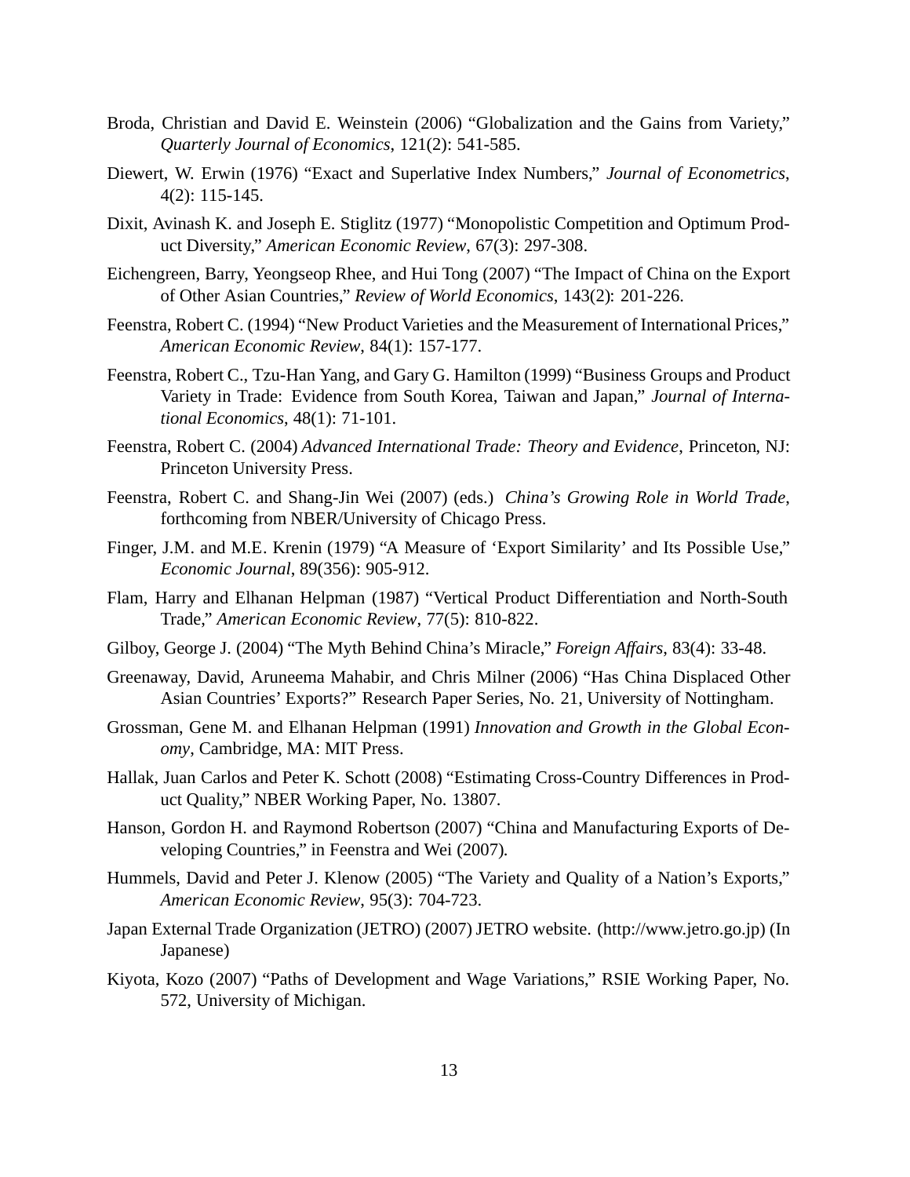Broda, Christian and David E. Weinstein (2006) "Globalization and the Gains from Variety," *Quarterly Journal of Economics*, 121(2): 541-585.

Diewert, W. Erwin (1976) "Exact and Superlative Index Numbers," *Journal of Econometrics*, 4(2): 115-145.

Dixit, Avinash K. and Joseph E. Stiglitz (1977) "Monopolistic Competition and Optimum Product Diversity," *American Economic Review*, 67(3): 297-308.

Eichengreen, Barry, Yeongseop Rhee, and Hui Tong (2007) "The Impact of China on the Export of Other Asian Countries," *Review of World Economics*, 143(2): 201-226.

Feenstra, Robert C. (1994) "New Product Varieties and the Measurement of International Prices," *American Economic Review*, 84(1): 157-177.

Feenstra, Robert C., Tzu-Han Yang, and Gary G. Hamilton (1999) "Business Groups and Product Variety in Trade: Evidence from South Korea, Taiwan and Japan," *Journal of International Economics*, 48(1): 71-101.

Feenstra, Robert C. (2004) *Advanced International Trade: Theory and Evidence*, Princeton, NJ: Princeton University Press.

Feenstra, Robert C. and Shang-Jin Wei (2007) (eds.) *China's Growing Role in World Trade*, forthcoming from NBER/University of Chicago Press.

Finger, J.M. and M.E. Krenin (1979) "A Measure of 'Export Similarity' and Its Possible Use," *Economic Journal*, 89(356): 905-912.

Flam, Harry and Elhanan Helpman (1987) "Vertical Product Differentiation and North-South Trade," *American Economic Review*, 77(5): 810-822.

Gilboy, George J. (2004) "The Myth Behind China's Miracle," *Foreign Affairs*, 83(4): 33-48.

Greenaway, David, Aruneema Mahabir, and Chris Milner (2006) "Has China Displaced Other Asian Countries' Exports?" Research Paper Series, No. 21, University of Nottingham.

Grossman, Gene M. and Elhanan Helpman (1991) *Innovation and Growth in the Global Economy*, Cambridge, MA: MIT Press.

Hallak, Juan Carlos and Peter K. Schott (2008) "Estimating Cross-Country Differences in Product Quality," NBER Working Paper, No. 13807.

Hanson, Gordon H. and Raymond Robertson (2007) "China and Manufacturing Exports of Developing Countries," in Feenstra and Wei (2007).

Hummels, David and Peter J. Klenow (2005) "The Variety and Quality of a Nation's Exports," *American Economic Review*, 95(3): 704-723.

Japan External Trade Organization (JETRO) (2007) JETRO website. (http://www.jetro.go.jp) (In Japanese)

Kiyota, Kozo (2007) "Paths of Development and Wage Variations," RSIE Working Paper, No. 572, University of Michigan.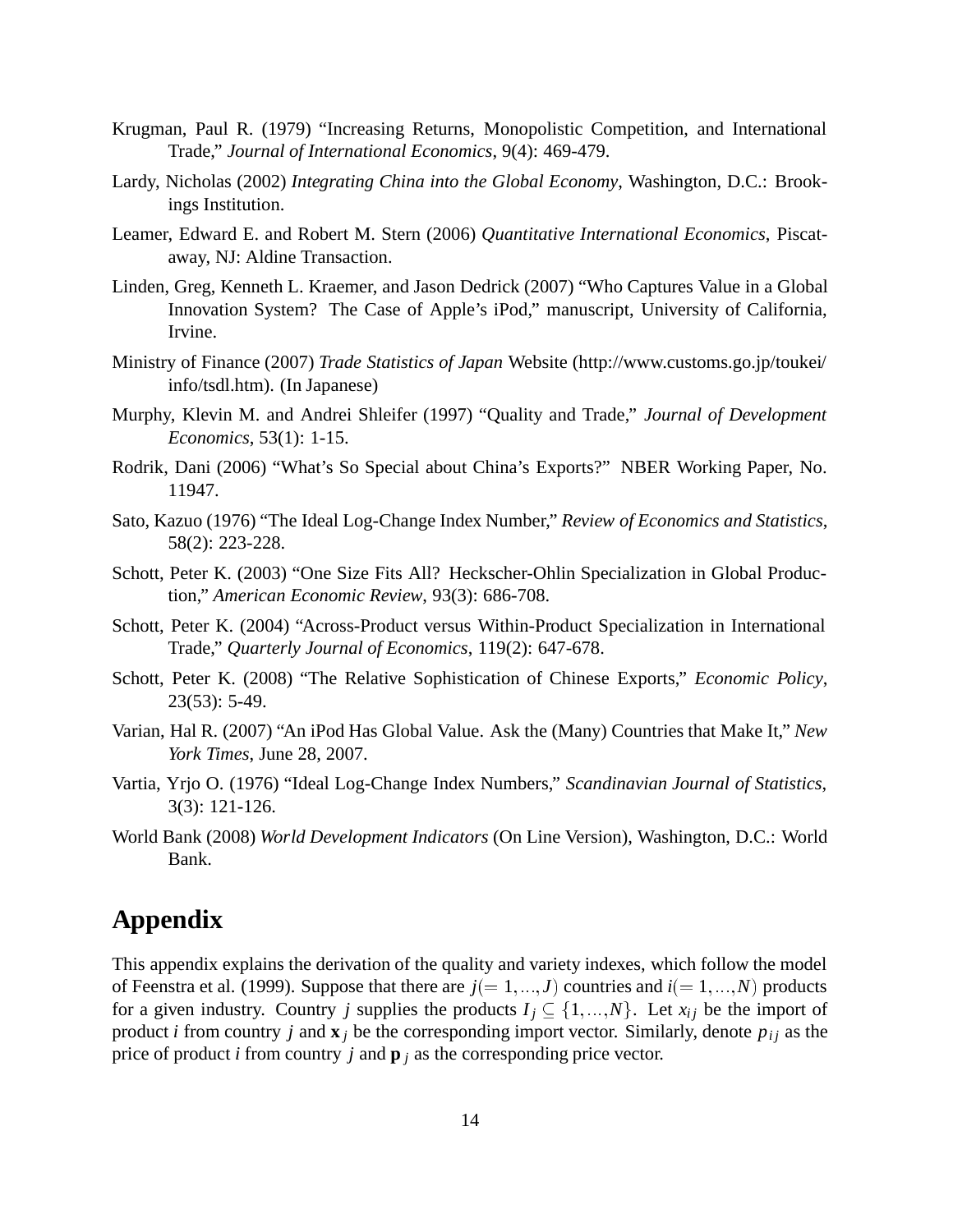Krugman, Paul R. (1979) "Increasing Returns, Monopolistic Competition, and International Trade," *Journal of International Economics*, 9(4): 469-479.

Lardy, Nicholas (2002) *Integrating China into the Global Economy*, Washington, D.C.: Brookings Institution.

Leamer, Edward E. and Robert M. Stern (2006) *Quantitative International Economics*, Piscataway, NJ: Aldine Transaction.

Linden, Greg, Kenneth L. Kraemer, and Jason Dedrick (2007) "Who Captures Value in a Global Innovation System? The Case of Apple's iPod," manuscript, University of California, Irvine.

Ministry of Finance (2007) *Trade Statistics of Japan* Website (http://www.customs.go.jp/toukei/info/tsdl.htm). (In Japanese)

Murphy, Klevin M. and Andrei Shleifer (1997) "Quality and Trade," *Journal of Development Economics*, 53(1): 1-15.

Rodrik, Dani (2006) "What's So Special about China's Exports?" NBER Working Paper, No. 11947.

Sato, Kazuo (1976) "The Ideal Log-Change Index Number," *Review of Economics and Statistics*, 58(2): 223-228.

Schott, Peter K. (2003) "One Size Fits All? Heckscher-Ohlin Specialization in Global Production," *American Economic Review*, 93(3): 686-708.

Schott, Peter K. (2004) "Across-Product versus Within-Product Specialization in International Trade," *Quarterly Journal of Economics*, 119(2): 647-678.

Schott, Peter K. (2008) "The Relative Sophistication of Chinese Exports," *Economic Policy*, 23(53): 5-49.

Varian, Hal R. (2007) "An iPod Has Global Value. Ask the (Many) Countries that Make It," *New York Times*, June 28, 2007.

Vartia, Yrjo O. (1976) "Ideal Log-Change Index Numbers," *Scandinavian Journal of Statistics*, 3(3): 121-126.

World Bank (2008) *World Development Indicators* (On Line Version), Washington, D.C.: World Bank.

# Appendix

This appendix explains the derivation of the quality and variety indexes, which follow the model of Feenstra et al. (1999). Suppose that there are $j(=1,\ldots,J)$ countries and $i(=1,\ldots,N)$ products for a given industry. Country $j$ supplies the products $I_j \subseteq \{1,\ldots,N\}$. Let $x_{ij}$ be the import of product $i$ from country $j$ and $\mathbf{x}_j$ be the corresponding import vector. Similarly, denote $p_{ij}$ as the price of product $i$ from country $j$ and $\mathbf{p}_j$ as the corresponding price vector.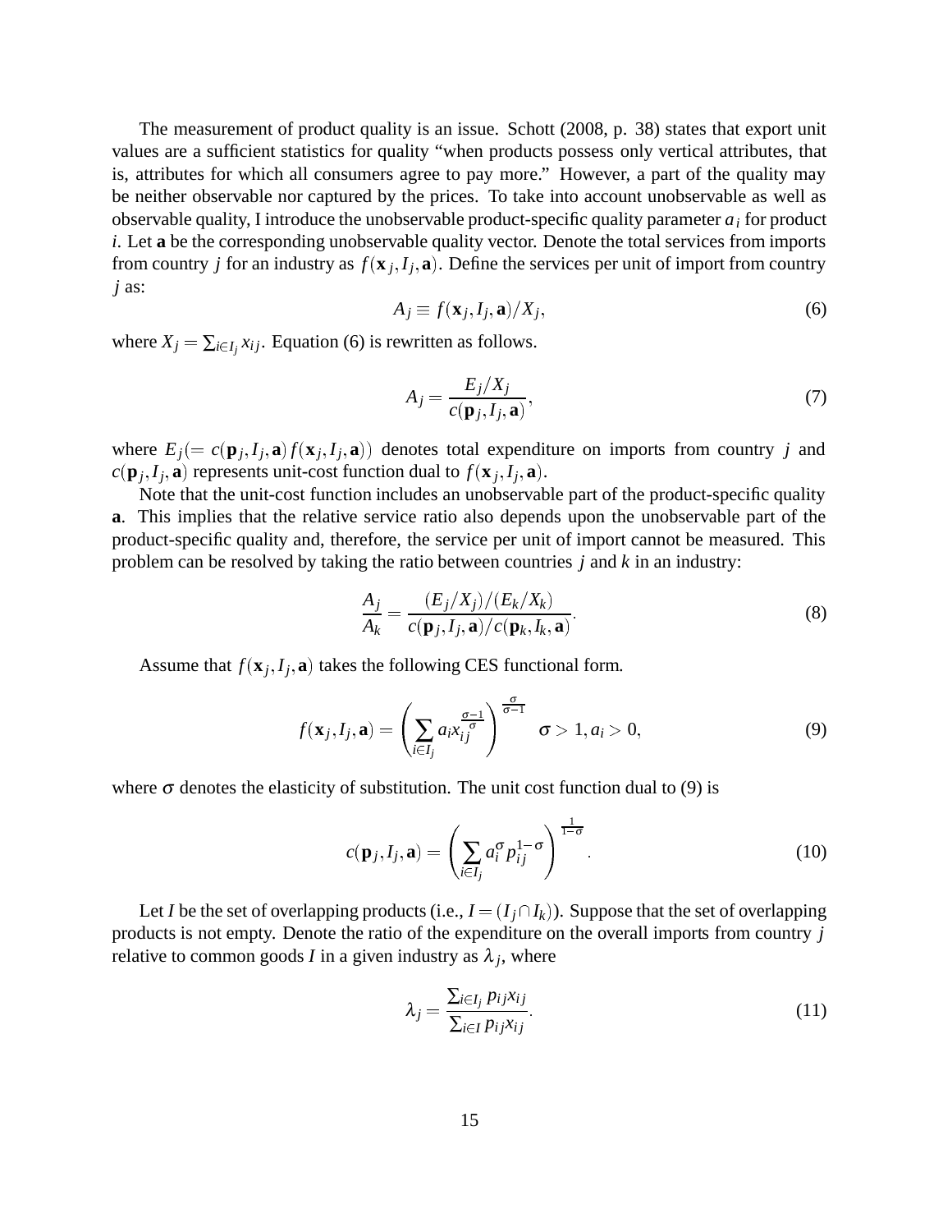The measurement of product quality is an issue. Schott (2008, p. 38) states that export unit values are a sufficient statistics for quality "when products possess only vertical attributes, that is, attributes for which all consumers agree to pay more." However, a part of the quality may be neither observable nor captured by the prices. To take into account unobservable as well as observable quality, I introduce the unobservable product-specific quality parameter $a_i$ for product $i$. Let $\mathbf{a}$ be the corresponding unobservable quality vector. Denote the total services from imports from country $j$ for an industry as $f(\mathbf{x}_j, I_j, \mathbf{a})$. Define the services per unit of import from country $j$ as:

$$A_j \equiv f(\mathbf{x}_j, I_j, \mathbf{a})/X_j, \tag{6}$$

where $X_j = \sum_{i \in I_j} x_{ij}$. Equation (6) is rewritten as follows.

$$A_j = \frac{E_j/X_j}{c(\mathbf{p}_j, I_j, \mathbf{a})}, \tag{7}$$

where $E_j (= c(\mathbf{p}_j, I_j, \mathbf{a}) f(\mathbf{x}_j, I_j, \mathbf{a}))$ denotes total expenditure on imports from country $j$ and $c(\mathbf{p}_j, I_j, \mathbf{a})$ represents unit-cost function dual to $f(\mathbf{x}_j, I_j, \mathbf{a})$.

Note that the unit-cost function includes an unobservable part of the product-specific quality $\mathbf{a}$. This implies that the relative service ratio also depends upon the unobservable part of the product-specific quality and, therefore, the service per unit of import cannot be measured. This problem can be resolved by taking the ratio between countries $j$ and $k$ in an industry:

$$\frac{A_j}{A_k} = \frac{(E_j/X_j)/(E_k/X_k)}{c(\mathbf{p}_j, I_j, \mathbf{a})/c(\mathbf{p}_k, I_k, \mathbf{a})}. \tag{8}$$

Assume that $f(\mathbf{x}_j, I_j, \mathbf{a})$ takes the following CES functional form.

$$f(\mathbf{x}_j, I_j, \mathbf{a}) = \left( \sum_{i \in I_j} a_i x_{ij}^{\frac{\sigma-1}{\sigma}} \right)^{\frac{\sigma}{\sigma-1}} \quad \sigma > 1, a_i > 0, \tag{9}$$

where $\sigma$ denotes the elasticity of substitution. The unit cost function dual to (9) is

$$c(\mathbf{p}_j, I_j, \mathbf{a}) = \left( \sum_{i \in I_j} a_i^{\sigma} p_{ij}^{1-\sigma} \right)^{\frac{1}{1-\sigma}}. \tag{10}$$

Let $I$ be the set of overlapping products (i.e., $I = (I_j \cap I_k)$). Suppose that the set of overlapping products is not empty. Denote the ratio of the expenditure on the overall imports from country $j$ relative to common goods $I$ in a given industry as $\lambda_j$, where

$$\lambda_j = \frac{\sum_{i \in I_j} p_{ij} x_{ij}}{\sum_{i \in I} p_{ij} x_{ij}}. \tag{11}$$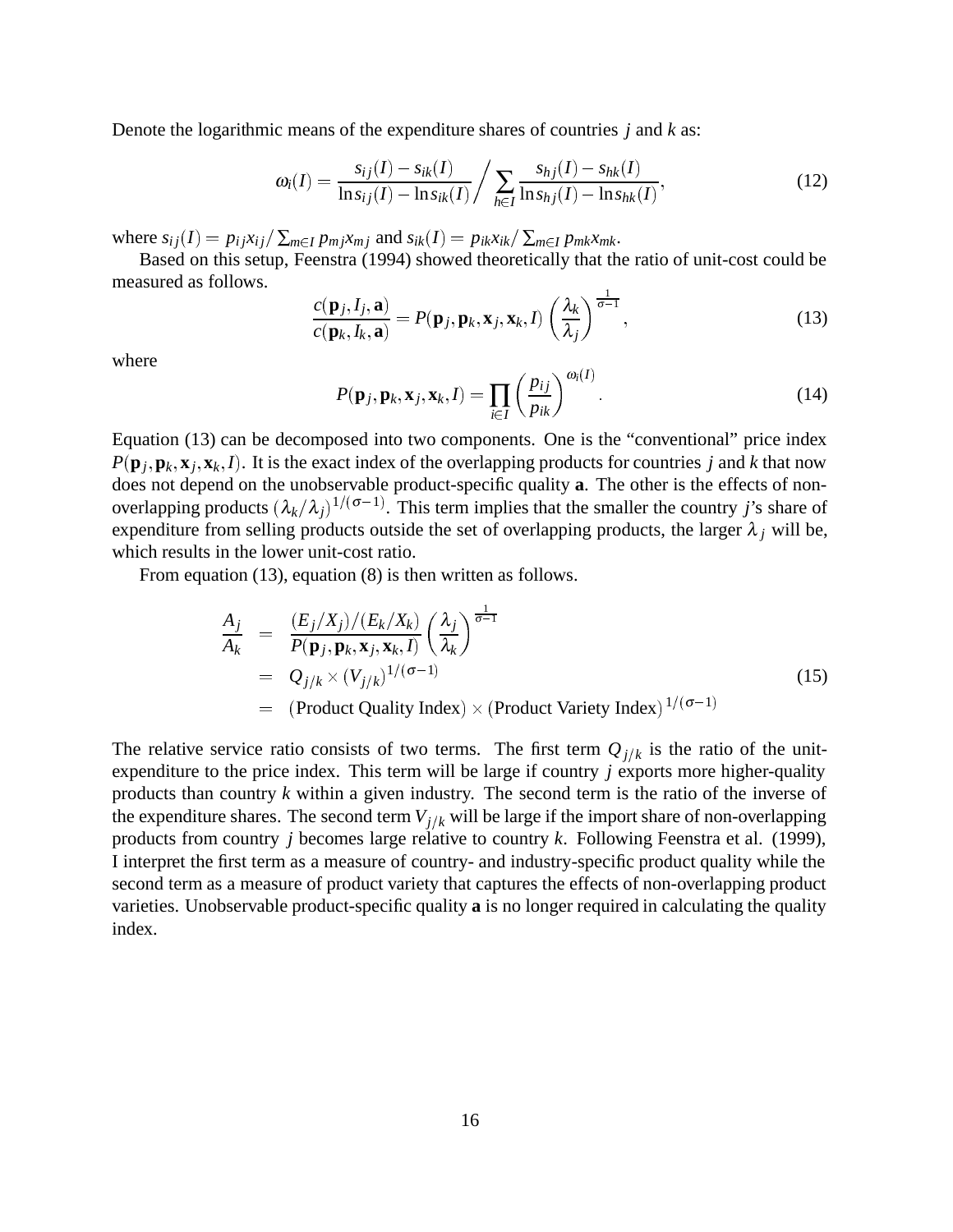Denote the logarithmic means of the expenditure shares of countries $j$ and $k$ as:

$$\omega_i(I) = \frac{s_{ij}(I) - s_{ik}(I)}{\ln s_{ij}(I) - \ln s_{ik}(I)} \Bigg/ \sum_{h \in I} \frac{s_{hj}(I) - s_{hk}(I)}{\ln s_{hj}(I) - \ln s_{hk}(I)}, \tag{12}$$

where $s_{ij}(I) = p_{ij}x_{ij} / \sum_{m \in I} p_{mj}x_{mj}$ and $s_{ik}(I) = p_{ik}x_{ik} / \sum_{m \in I} p_{mk}x_{mk}$.

Based on this setup, Feenstra (1994) showed theoretically that the ratio of unit-cost could be measured as follows.

$$\frac{c(\mathbf{p}_j, I_j, \mathbf{a})}{c(\mathbf{p}_k, I_k, \mathbf{a})} = P(\mathbf{p}_j, \mathbf{p}_k, \mathbf{x}_j, \mathbf{x}_k, I) \left( \frac{\lambda_k}{\lambda_j} \right)^{\frac{1}{\sigma - 1}}, \tag{13}$$

where

$$P(\mathbf{p}_j, \mathbf{p}_k, \mathbf{x}_j, \mathbf{x}_k, I) = \prod_{i \in I} \left( \frac{p_{ij}}{p_{ik}} \right)^{\omega_i(I)}. \tag{14}$$

Equation (13) can be decomposed into two components. One is the "conventional" price index $P(\mathbf{p}_j, \mathbf{p}_k, \mathbf{x}_j, \mathbf{x}_k, I)$. It is the exact index of the overlapping products for countries $j$ and $k$ that now does not depend on the unobservable product-specific quality $\mathbf{a}$. The other is the effects of non-overlapping products $(\lambda_k/\lambda_j)^{1/(\sigma-1)}$. This term implies that the smaller the country $j$'s share of expenditure from selling products outside the set of overlapping products, the larger $\lambda_j$ will be, which results in the lower unit-cost ratio.

From equation (13), equation (8) is then written as follows.

$$\begin{aligned}
\frac{A_j}{A_k} &= \frac{(E_j/X_j)/(E_k/X_k)}{P(\mathbf{p}_j, \mathbf{p}_k, \mathbf{x}_j, \mathbf{x}_k, I)} \left( \frac{\lambda_j}{\lambda_k} \right)^{\frac{1}{\sigma-1}} \\
&= Q_{j/k} \times (V_{j/k})^{1/(\sigma-1)} \\
&= (\text{Product Quality Index}) \times (\text{Product Variety Index})^{1/(\sigma-1)}
\end{aligned} \tag{15}$$

The relative service ratio consists of two terms. The first term $Q_{j/k}$ is the ratio of the unit-expenditure to the price index. This term will be large if country $j$ exports more higher-quality products than country $k$ within a given industry. The second term is the ratio of the inverse of the expenditure shares. The second term $V_{j/k}$ will be large if the import share of non-overlapping products from country $j$ becomes large relative to country $k$. Following Feenstra et al. (1999), I interpret the first term as a measure of country- and industry-specific product quality while the second term as a measure of product variety that captures the effects of non-overlapping product varieties. Unobservable product-specific quality $\mathbf{a}$ is no longer required in calculating the quality index.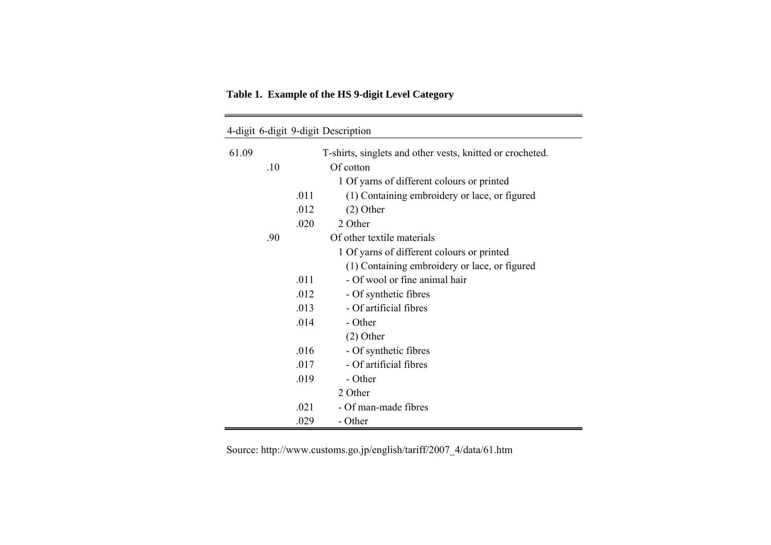**Table 1. Example of the HS 9-digit Level Category**

| 4-digit | 6-digit | 9-digit | Description |
|---|---|---|---|
| 61.09 | | | T-shirts, singlets and other vests, knitted or crocheted. |
| | .10 | | Of cotton |
| | | | 1 Of yarns of different colours or printed |
| | | .011 | (1) Containing embroidery or lace, or figured |
| | | .012 | (2) Other |
| | | .020 | 2 Other |
| | .90 | | Of other textile materials |
| | | | 1 Of yarns of different colours or printed |
| | | | (1) Containing embroidery or lace, or figured |
| | | .011 | - Of wool or fine animal hair |
| | | .012 | - Of synthetic fibres |
| | | .013 | - Of artificial fibres |
| | | .014 | - Other |
| | | | (2) Other |
| | | .016 | - Of synthetic fibres |
| | | .017 | - Of artificial fibres |
| | | .019 | - Other |
| | | | 2 Other |
| | | .021 | - Of man-made fibres |
| | | .029 | - Other |

Source: http://www.customs.go.jp/english/tariff/2007_4/data/61.htm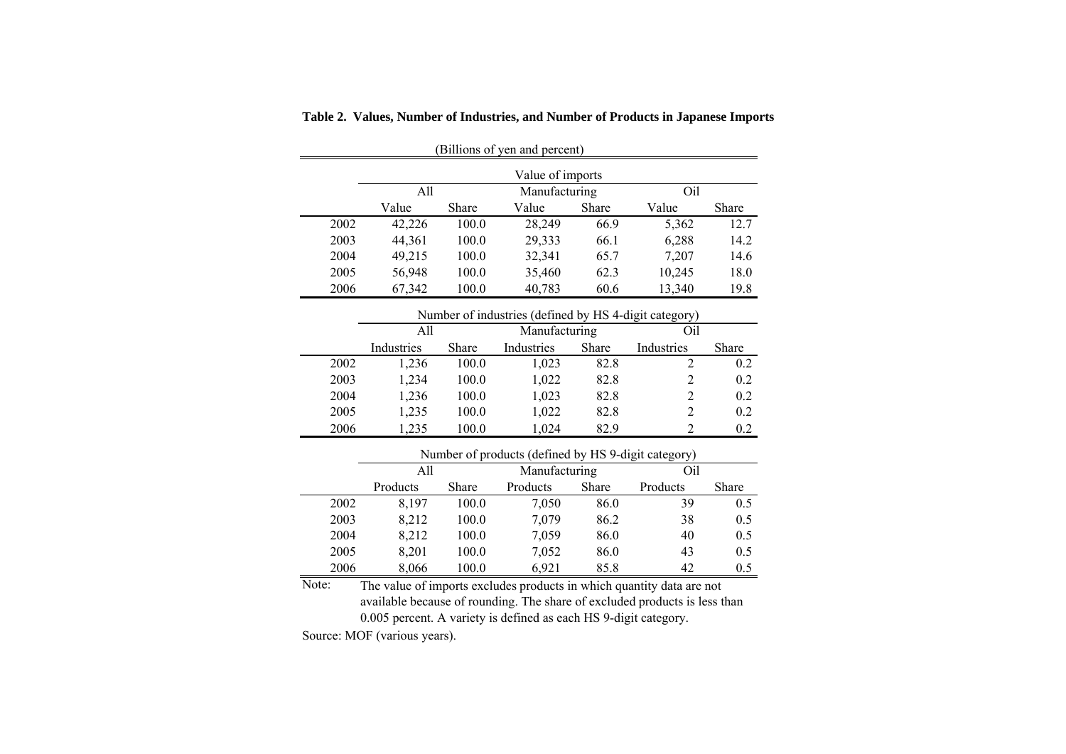**Table 2. Values, Number of Industries, and Number of Products in Japanese Imports**

(Billions of yen and percent)

| | Value of imports | | | | | |
|---|---|---|---|---|---|---|
| | All | | Manufacturing | | Oil | |
| | Value | Share | Value | Share | Value | Share |
| 2002 | 42,226 | 100.0 | 28,249 | 66.9 | 5,362 | 12.7 |
| 2003 | 44,361 | 100.0 | 29,333 | 66.1 | 6,288 | 14.2 |
| 2004 | 49,215 | 100.0 | 32,341 | 65.7 | 7,207 | 14.6 |
| 2005 | 56,948 | 100.0 | 35,460 | 62.3 | 10,245 | 18.0 |
| 2006 | 67,342 | 100.0 | 40,783 | 60.6 | 13,340 | 19.8 |
| | **Number of industries (defined by HS 4-digit category)** | | | | | |
| | All | | Manufacturing | | Oil | |
| | Industries | Share | Industries | Share | Industries | Share |
| 2002 | 1,236 | 100.0 | 1,023 | 82.8 | 2 | 0.2 |
| 2003 | 1,234 | 100.0 | 1,022 | 82.8 | 2 | 0.2 |
| 2004 | 1,236 | 100.0 | 1,023 | 82.8 | 2 | 0.2 |
| 2005 | 1,235 | 100.0 | 1,022 | 82.8 | 2 | 0.2 |
| 2006 | 1,235 | 100.0 | 1,024 | 82.9 | 2 | 0.2 |
| | **Number of products (defined by HS 9-digit category)** | | | | | |
| | All | | Manufacturing | | Oil | |
| | Products | Share | Products | Share | Products | Share |
| 2002 | 8,197 | 100.0 | 7,050 | 86.0 | 39 | 0.5 |
| 2003 | 8,212 | 100.0 | 7,079 | 86.2 | 38 | 0.5 |
| 2004 | 8,212 | 100.0 | 7,059 | 86.0 | 40 | 0.5 |
| 2005 | 8,201 | 100.0 | 7,052 | 86.0 | 43 | 0.5 |
| 2006 | 8,066 | 100.0 | 6,921 | 85.8 | 42 | 0.5 |

Note: The value of imports excludes products in which quantity data are not available because of rounding. The share of excluded products is less than 0.005 percent. A variety is defined as each HS 9-digit category.

Source: MOF (various years).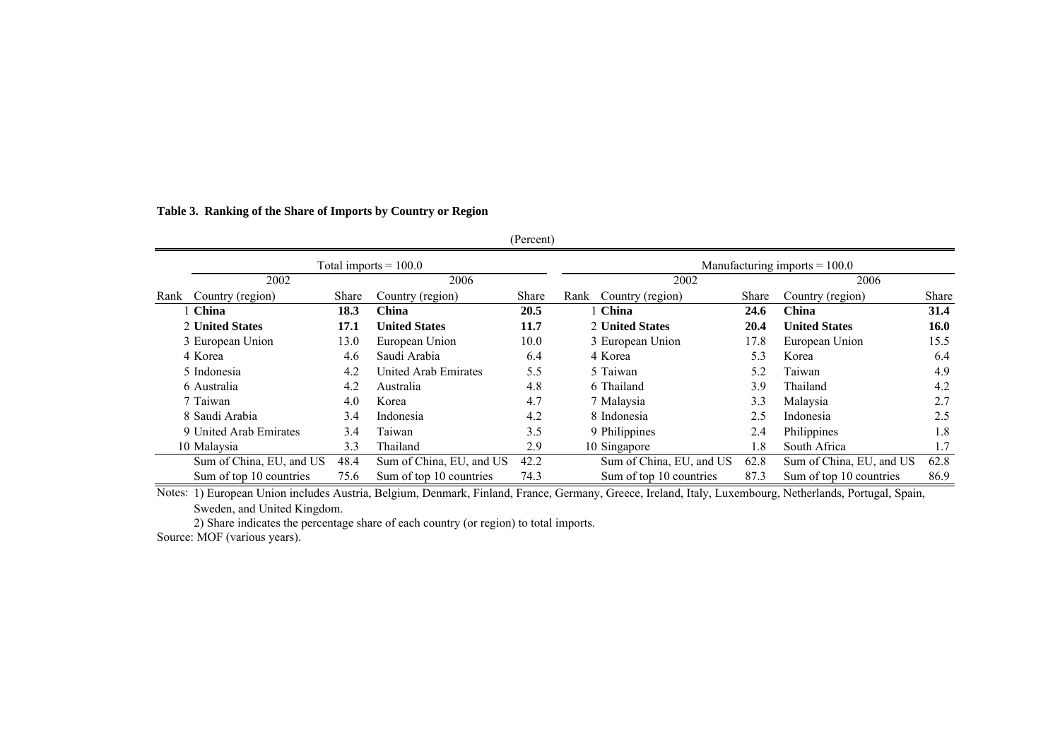**Table 3. Ranking of the Share of Imports by Country or Region**

(Percent)

| | Total imports = 100.0 | | | | | Manufacturing imports = 100.0 | | | |
|---|---|---|---|---|---|---|---|---|---|
| | 2002 | | 2006 | | | 2002 | | 2006 | |
| Rank | Country (region) | Share | Country (region) | Share | Rank | Country (region) | Share | Country (region) | Share |
| 1 | **China** | **18.3** | **China** | **20.5** | 1 | **China** | **24.6** | **China** | **31.4** |
| 2 | **United States** | **17.1** | **United States** | **11.7** | 2 | **United States** | **20.4** | **United States** | **16.0** |
| 3 | European Union | 13.0 | European Union | 10.0 | 3 | European Union | 17.8 | European Union | 15.5 |
| 4 | Korea | 4.6 | Saudi Arabia | 6.4 | 4 | Korea | 5.3 | Korea | 6.4 |
| 5 | Indonesia | 4.2 | United Arab Emirates | 5.5 | 5 | Taiwan | 5.2 | Taiwan | 4.9 |
| 6 | Australia | 4.2 | Australia | 4.8 | 6 | Thailand | 3.9 | Thailand | 4.2 |
| 7 | Taiwan | 4.0 | Korea | 4.7 | 7 | Malaysia | 3.3 | Malaysia | 2.7 |
| 8 | Saudi Arabia | 3.4 | Indonesia | 4.2 | 8 | Indonesia | 2.5 | Indonesia | 2.5 |
| 9 | United Arab Emirates | 3.4 | Taiwan | 3.5 | 9 | Philippines | 2.4 | Philippines | 1.8 |
| 10 | Malaysia | 3.3 | Thailand | 2.9 | 10 | Singapore | 1.8 | South Africa | 1.7 |
| | Sum of China, EU, and US | 48.4 | Sum of China, EU, and US | 42.2 | | Sum of China, EU, and US | 62.8 | Sum of China, EU, and US | 62.8 |
| | Sum of top 10 countries | 75.6 | Sum of top 10 countries | 74.3 | | Sum of top 10 countries | 87.3 | Sum of top 10 countries | 86.9 |

Notes: 1) European Union includes Austria, Belgium, Denmark, Finland, France, Germany, Greece, Ireland, Italy, Luxembourg, Netherlands, Portugal, Spain, Sweden, and United Kingdom.

2) Share indicates the percentage share of each country (or region) to total imports.

Source: MOF (various years).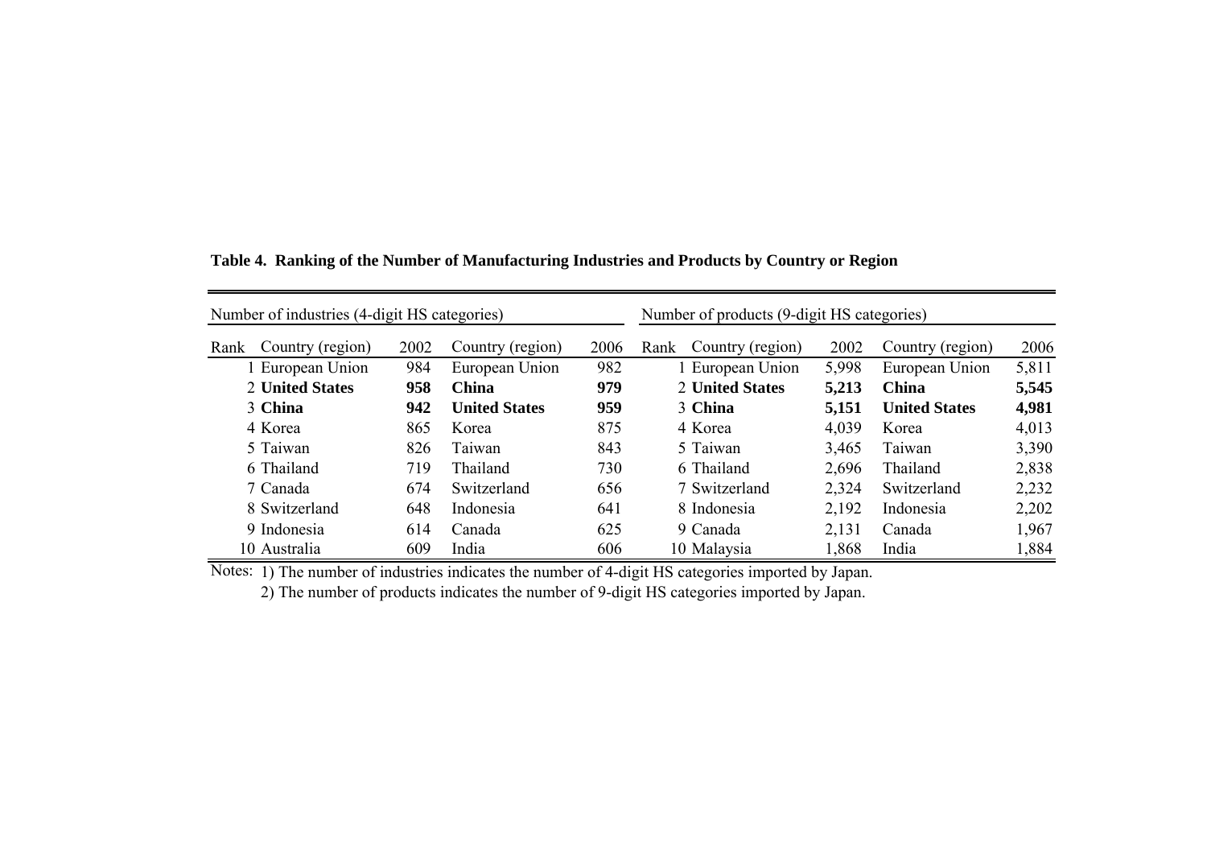**Table 4. Ranking of the Number of Manufacturing Industries and Products by Country or Region**

| Number of industries (4-digit HS categories) | | | | | Number of products (9-digit HS categories) | | | | |
|---|---|---|---|---|---|---|---|---|---|
| Rank | Country (region) | 2002 | Country (region) | 2006 | Rank | Country (region) | 2002 | Country (region) | 2006 |
| 1 | European Union | 984 | European Union | 982 | 1 | European Union | 5,998 | European Union | 5,811 |
| 2 | **United States** | **958** | **China** | **979** | 2 | **United States** | **5,213** | **China** | **5,545** |
| 3 | **China** | **942** | **United States** | **959** | 3 | **China** | **5,151** | **United States** | **4,981** |
| 4 | Korea | 865 | Korea | 875 | 4 | Korea | 4,039 | Korea | 4,013 |
| 5 | Taiwan | 826 | Taiwan | 843 | 5 | Taiwan | 3,465 | Taiwan | 3,390 |
| 6 | Thailand | 719 | Thailand | 730 | 6 | Thailand | 2,696 | Thailand | 2,838 |
| 7 | Canada | 674 | Switzerland | 656 | 7 | Switzerland | 2,324 | Switzerland | 2,232 |
| 8 | Switzerland | 648 | Indonesia | 641 | 8 | Indonesia | 2,192 | Indonesia | 2,202 |
| 9 | Indonesia | 614 | Canada | 625 | 9 | Canada | 2,131 | Canada | 1,967 |
| 10 | Australia | 609 | India | 606 | 10 | Malaysia | 1,868 | India | 1,884 |

Notes: 1) The number of industries indicates the number of 4-digit HS categories imported by Japan.

2) The number of products indicates the number of 9-digit HS categories imported by Japan.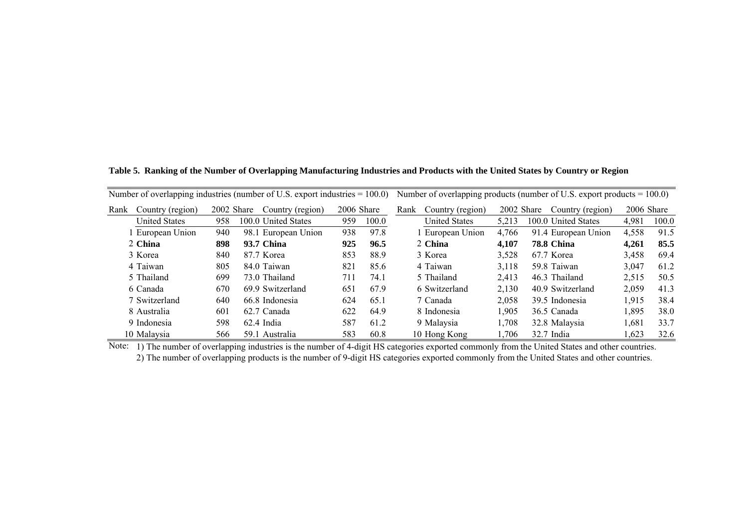**Table 5. Ranking of the Number of Overlapping Manufacturing Industries and Products with the United States by Country or Region**

| Number of overlapping industries (number of U.S. export industries = 100.0) | | | | | | | Number of overlapping products (number of U.S. export products = 100.0) | | | | | | |
|---|---|---|---|---|---|---|---|---|---|---|---|---|---|
| Rank | Country (region) | 2002 | Share | Country (region) | 2006 | Share | Rank | Country (region) | 2002 | Share | Country (region) | 2006 | Share |
| | United States | 958 | 100.0 | United States | 959 | 100.0 | | United States | 5,213 | 100.0 | United States | 4,981 | 100.0 |
| 1 | European Union | 940 | 98.1 | European Union | 938 | 97.8 | 1 | European Union | 4,766 | 91.4 | European Union | 4,558 | 91.5 |
| 2 | **China** | **898** | **93.7** | **China** | **925** | **96.5** | 2 | **China** | **4,107** | **78.8** | **China** | **4,261** | **85.5** |
| 3 | Korea | 840 | 87.7 | Korea | 853 | 88.9 | 3 | Korea | 3,528 | 67.7 | Korea | 3,458 | 69.4 |
| 4 | Taiwan | 805 | 84.0 | Taiwan | 821 | 85.6 | 4 | Taiwan | 3,118 | 59.8 | Taiwan | 3,047 | 61.2 |
| 5 | Thailand | 699 | 73.0 | Thailand | 711 | 74.1 | 5 | Thailand | 2,413 | 46.3 | Thailand | 2,515 | 50.5 |
| 6 | Canada | 670 | 69.9 | Switzerland | 651 | 67.9 | 6 | Switzerland | 2,130 | 40.9 | Switzerland | 2,059 | 41.3 |
| 7 | Switzerland | 640 | 66.8 | Indonesia | 624 | 65.1 | 7 | Canada | 2,058 | 39.5 | Indonesia | 1,915 | 38.4 |
| 8 | Australia | 601 | 62.7 | Canada | 622 | 64.9 | 8 | Indonesia | 1,905 | 36.5 | Canada | 1,895 | 38.0 |
| 9 | Indonesia | 598 | 62.4 | India | 587 | 61.2 | 9 | Malaysia | 1,708 | 32.8 | Malaysia | 1,681 | 33.7 |
| 10 | Malaysia | 566 | 59.1 | Australia | 583 | 60.8 | 10 | Hong Kong | 1,706 | 32.7 | India | 1,623 | 32.6 |

Note: 1) The number of overlapping industries is the number of 4-digit HS categories exported commonly from the United States and other countries.
2) The number of overlapping products is the number of 9-digit HS categories exported commonly from the United States and other countries.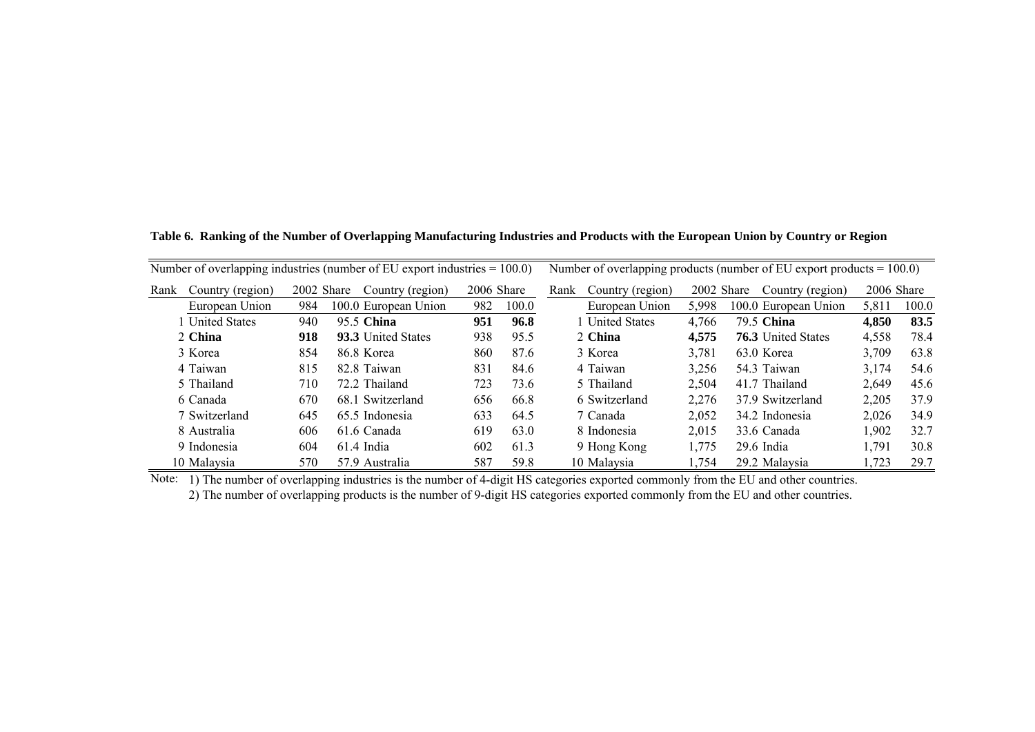**Table 6. Ranking of the Number of Overlapping Manufacturing Industries and Products with the European Union by Country or Region**

| Number of overlapping industries (number of EU export industries = 100.0) | | | | | | | Number of overlapping products (number of EU export products = 100.0) | | | | | | |
|---|---|---|---|---|---|---|---|---|---|---|---|---|---|
| Rank | Country (region) | 2002 | Share | Country (region) | 2006 | Share | Rank | Country (region) | 2002 | Share | Country (region) | 2006 | Share |
| | European Union | 984 | 100.0 | European Union | 982 | 100.0 | | European Union | 5,998 | 100.0 | European Union | 5,811 | 100.0 |
| 1 | United States | 940 | 95.5 | **China** | **951** | **96.8** | 1 | United States | 4,766 | 79.5 | **China** | **4,850** | **83.5** |
| 2 | **China** | **918** | **93.3** | United States | 938 | 95.5 | 2 | **China** | **4,575** | **76.3** | United States | 4,558 | 78.4 |
| 3 | Korea | 854 | 86.8 | Korea | 860 | 87.6 | 3 | Korea | 3,781 | 63.0 | Korea | 3,709 | 63.8 |
| 4 | Taiwan | 815 | 82.8 | Taiwan | 831 | 84.6 | 4 | Taiwan | 3,256 | 54.3 | Taiwan | 3,174 | 54.6 |
| 5 | Thailand | 710 | 72.2 | Thailand | 723 | 73.6 | 5 | Thailand | 2,504 | 41.7 | Thailand | 2,649 | 45.6 |
| 6 | Canada | 670 | 68.1 | Switzerland | 656 | 66.8 | 6 | Switzerland | 2,276 | 37.9 | Switzerland | 2,205 | 37.9 |
| 7 | Switzerland | 645 | 65.5 | Indonesia | 633 | 64.5 | 7 | Canada | 2,052 | 34.2 | Indonesia | 2,026 | 34.9 |
| 8 | Australia | 606 | 61.6 | Canada | 619 | 63.0 | 8 | Indonesia | 2,015 | 33.6 | Canada | 1,902 | 32.7 |
| 9 | Indonesia | 604 | 61.4 | India | 602 | 61.3 | 9 | Hong Kong | 1,775 | 29.6 | India | 1,791 | 30.8 |
| 10 | Malaysia | 570 | 57.9 | Australia | 587 | 59.8 | 10 | Malaysia | 1,754 | 29.2 | Malaysia | 1,723 | 29.7 |

Note: 1) The number of overlapping industries is the number of 4-digit HS categories exported commonly from the EU and other countries.
2) The number of overlapping products is the number of 9-digit HS categories exported commonly from the EU and other countries.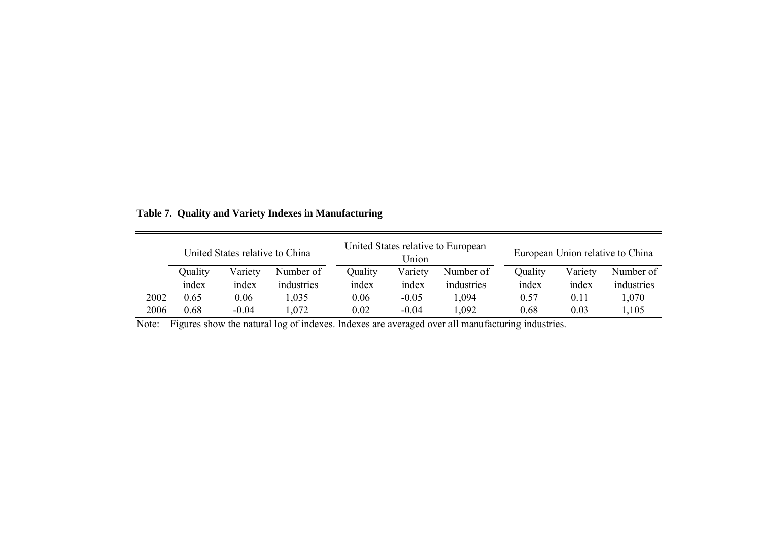**Table 7. Quality and Variety Indexes in Manufacturing**

| | United States relative to China | | | United States relative to European Union | | | European Union relative to China | | |
|---|---|---|---|---|---|---|---|---|---|
| | Quality index | Variety index | Number of industries | Quality index | Variety index | Number of industries | Quality index | Variety index | Number of industries |
| 2002 | 0.65 | 0.06 | 1,035 | 0.06 | -0.05 | 1,094 | 0.57 | 0.11 | 1,070 |
| 2006 | 0.68 | -0.04 | 1,072 | 0.02 | -0.04 | 1,092 | 0.68 | 0.03 | 1,105 |

Note: Figures show the natural log of indexes. Indexes are averaged over all manufacturing industries.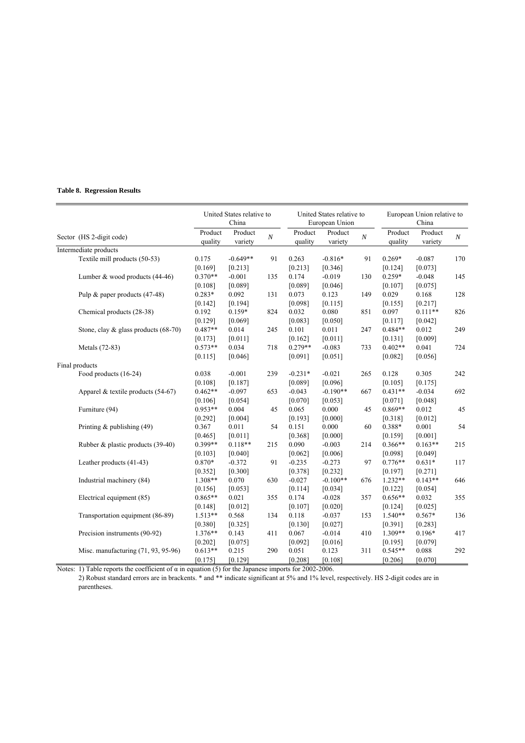**Table 8. Regression Results**

| Sector (HS 2-digit code) | United States relative to China | | | United States relative to European Union | | | European Union relative to China | | |
|---|---|---|---|---|---|---|---|---|---|
| | Product quality | Product variety | $N$ | Product quality | Product variety | $N$ | Product quality | Product variety | $N$ |
| Intermediate products | | | | | | | | | |
| Textile mill products (50-53) | 0.175 | -0.649** | 91 | 0.263 | -0.816* | 91 | 0.269* | -0.087 | 170 |
| | [0.169] | [0.213] | | [0.213] | [0.346] | | [0.124] | [0.073] | |
| Lumber & wood products (44-46) | 0.370** | -0.001 | 135 | 0.174 | -0.019 | 130 | 0.259* | -0.048 | 145 |
| | [0.108] | [0.089] | | [0.089] | [0.046] | | [0.107] | [0.075] | |
| Pulp & paper products (47-48) | 0.283* | 0.092 | 131 | 0.073 | 0.123 | 149 | 0.029 | 0.168 | 128 |
| | [0.142] | [0.194] | | [0.098] | [0.115] | | [0.155] | [0.217] | |
| Chemical products (28-38) | 0.192 | 0.159* | 824 | 0.032 | 0.080 | 851 | 0.097 | 0.111** | 826 |
| | [0.129] | [0.069] | | [0.083] | [0.050] | | [0.117] | [0.042] | |
| Stone, clay & glass products (68-70) | 0.487** | 0.014 | 245 | 0.101 | 0.011 | 247 | 0.484** | 0.012 | 249 |
| | [0.173] | [0.011] | | [0.162] | [0.011] | | [0.131] | [0.009] | |
| Metals (72-83) | 0.573** | 0.034 | 718 | 0.279** | -0.083 | 733 | 0.402** | 0.041 | 724 |
| | [0.115] | [0.046] | | [0.091] | [0.051] | | [0.082] | [0.056] | |
| Final products | | | | | | | | | |
| Food products (16-24) | 0.038 | -0.001 | 239 | -0.231* | -0.021 | 265 | 0.128 | 0.305 | 242 |
| | [0.108] | [0.187] | | [0.089] | [0.096] | | [0.105] | [0.175] | |
| Apparel & textile products (54-67) | 0.462** | -0.097 | 653 | -0.043 | -0.190** | 667 | 0.431** | -0.034 | 692 |
| | [0.106] | [0.054] | | [0.070] | [0.053] | | [0.071] | [0.048] | |
| Furniture (94) | 0.953** | 0.004 | 45 | 0.065 | 0.000 | 45 | 0.869** | 0.012 | 45 |
| | [0.292] | [0.004] | | [0.193] | [0.000] | | [0.318] | [0.012] | |
| Printing & publishing (49) | 0.367 | 0.011 | 54 | 0.151 | 0.000 | 60 | 0.388* | 0.001 | 54 |
| | [0.465] | [0.011] | | [0.368] | [0.000] | | [0.159] | [0.001] | |
| Rubber & plastic products (39-40) | 0.399** | 0.118** | 215 | 0.090 | -0.003 | 214 | 0.366** | 0.163** | 215 |
| | [0.103] | [0.040] | | [0.062] | [0.006] | | [0.098] | [0.049] | |
| Leather products (41-43) | 0.870* | -0.372 | 91 | -0.235 | -0.273 | 97 | 0.776** | 0.631* | 117 |
| | [0.352] | [0.300] | | [0.378] | [0.232] | | [0.197] | [0.271] | |
| Industrial machinery (84) | 1.308** | 0.070 | 630 | -0.027 | -0.100** | 676 | 1.232** | 0.143** | 646 |
| | [0.156] | [0.053] | | [0.114] | [0.034] | | [0.122] | [0.054] | |
| Electrical equipment (85) | 0.865** | 0.021 | 355 | 0.174 | -0.028 | 357 | 0.656** | 0.032 | 355 |
| | [0.148] | [0.012] | | [0.107] | [0.020] | | [0.124] | [0.025] | |
| Transportation equipment (86-89) | 1.513** | 0.568 | 134 | 0.118 | -0.037 | 153 | 1.540** | 0.567* | 136 |
| | [0.380] | [0.325] | | [0.130] | [0.027] | | [0.391] | [0.283] | |
| Precision instruments (90-92) | 1.376** | 0.143 | 411 | 0.067 | -0.014 | 410 | 1.309** | 0.196* | 417 |
| | [0.202] | [0.075] | | [0.092] | [0.016] | | [0.195] | [0.079] | |
| Misc. manufacturing (71, 93, 95-96) | 0.613** | 0.215 | 290 | 0.051 | 0.123 | 311 | 0.545** | 0.088 | 292 |
| | [0.175] | [0.129] | | [0.208] | [0.108] | | [0.206] | [0.070] | |

Notes: 1) Table reports the coefficient of $\alpha$ in equation (5) for the Japanese imports for 2002-2006.

2) Robust standard errors are in brackents. * and ** indicate significant at 5% and 1% level, respectively. HS 2-digit codes are in parentheses.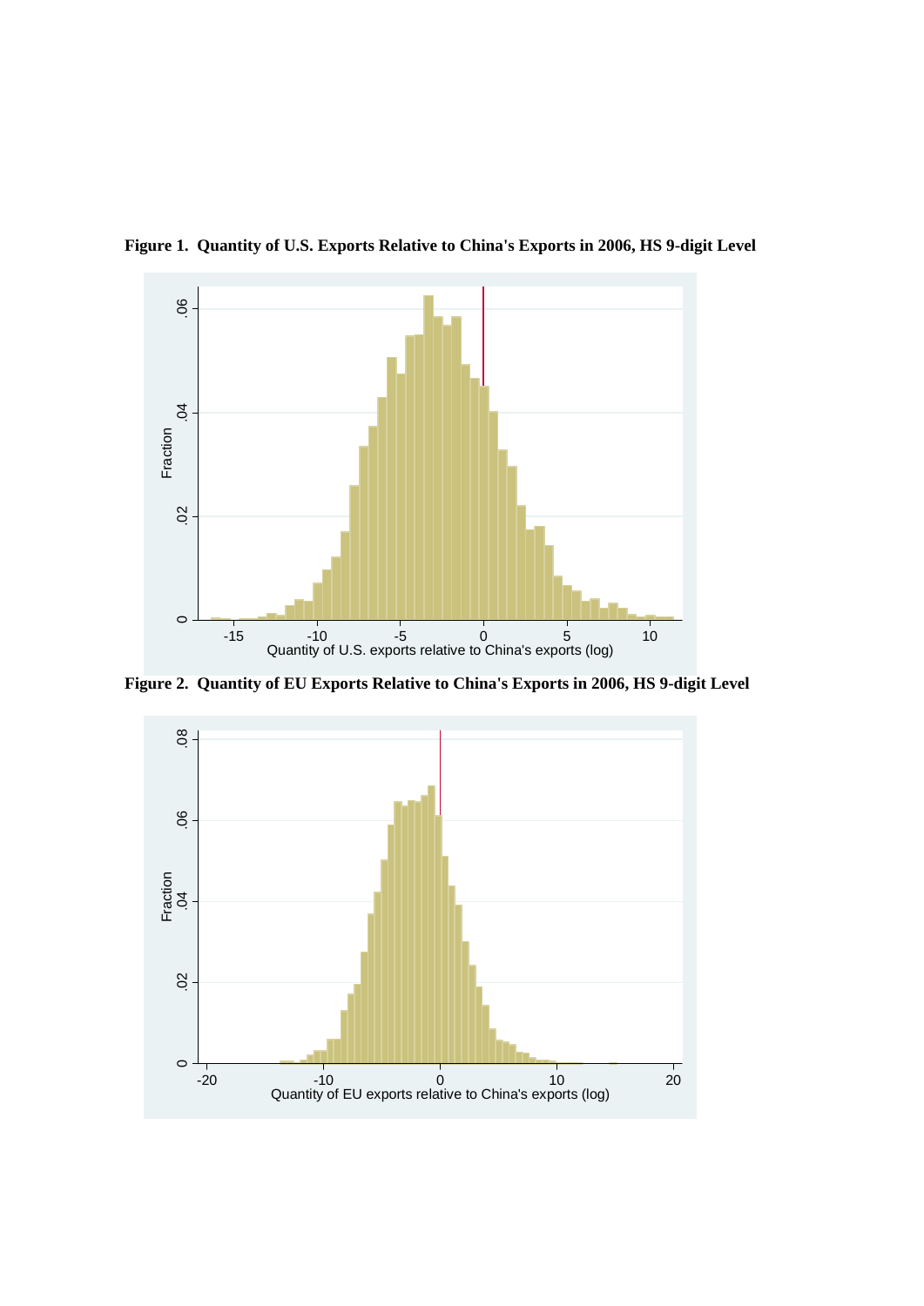**Figure 1. Quantity of U.S. Exports Relative to China's Exports in 2006, HS 9-digit Level**

Fraction

0
.02
.04
.06

-15
-10
-5
0
5
10

Quantity of U.S. exports relative to China's exports (log)

**Figure 2. Quantity of EU Exports Relative to China's Exports in 2006, HS 9-digit Level**

Fraction

0
.02
.04
.06
.08

-20
-10
0
10
20

Quantity of EU exports relative to China's exports (log)